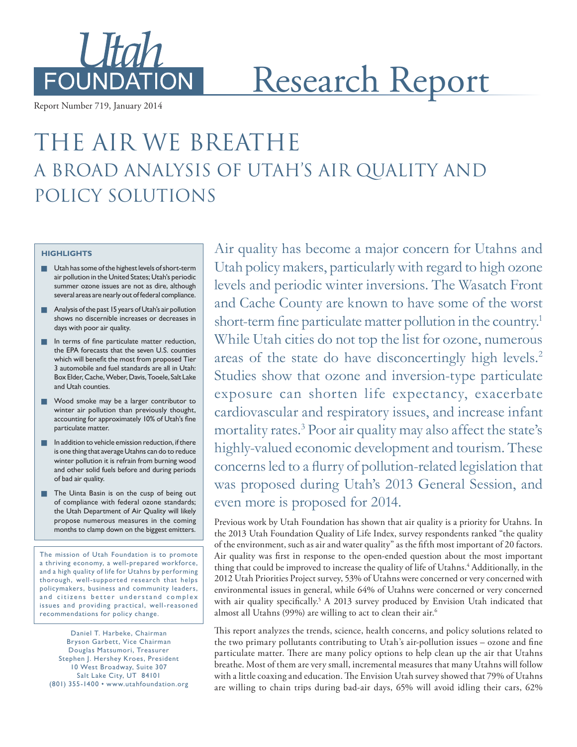# Utah FOUNDATION

# Research Report

Report Number 719, January 2014

# THE AIR WE BREATHE
## A BROAD ANALYSIS OF UTAH'S AIR QUALITY AND POLICY SOLUTIONS

**HIGHLIGHTS**

- Utah has some of the highest levels of short-term air pollution in the United States; Utah's periodic summer ozone issues are not as dire, although several areas are nearly out of federal compliance.
- Analysis of the past 15 years of Utah's air pollution shows no discernible increases or decreases in days with poor air quality.
- In terms of fine particulate matter reduction, the EPA forecasts that the seven U.S. counties which will benefit the most from proposed Tier 3 automobile and fuel standards are all in Utah: Box Elder, Cache, Weber, Davis, Tooele, Salt Lake and Utah counties.
- Wood smoke may be a larger contributor to winter air pollution than previously thought, accounting for approximately 10% of Utah's fine particulate matter.
- In addition to vehicle emission reduction, if there is one thing that average Utahns can do to reduce winter pollution it is refrain from burning wood and other solid fuels before and during periods of bad air quality.
- The Uinta Basin is on the cusp of being out of compliance with federal ozone standards; the Utah Department of Air Quality will likely propose numerous measures in the coming months to clamp down on the biggest emitters.

The mission of Utah Foundation is to promote a thriving economy, a well-prepared workforce, and a high quality of life for Utahns by performing thorough, well-supported research that helps policymakers, business and community leaders, and citizens better understand complex issues and providing practical, well-reasoned recommendations for policy change.

Daniel T. Harbeke, Chairman
Bryson Garbett, Vice Chairman
Douglas Matsumori, Treasurer
Stephen J. Hershey Kroes, President
10 West Broadway, Suite 307
Salt Lake City, UT 84101
(801) 355-1400 • www.utahfoundation.org

Air quality has become a major concern for Utahns and Utah policy makers, particularly with regard to high ozone levels and periodic winter inversions. The Wasatch Front and Cache County are known to have some of the worst short-term fine particulate matter pollution in the country.[1] While Utah cities do not top the list for ozone, numerous areas of the state do have disconcertingly high levels.[2] Studies show that ozone and inversion-type particulate exposure can shorten life expectancy, exacerbate cardiovascular and respiratory issues, and increase infant mortality rates.[3] Poor air quality may also affect the state's highly-valued economic development and tourism. These concerns led to a flurry of pollution-related legislation that was proposed during Utah's 2013 General Session, and even more is proposed for 2014.

Previous work by Utah Foundation has shown that air quality is a priority for Utahns. In the 2013 Utah Foundation Quality of Life Index, survey respondents ranked "the quality of the environment, such as air and water quality" as the fifth most important of 20 factors. Air quality was first in response to the open-ended question about the most important thing that could be improved to increase the quality of life of Utahns.[4] Additionally, in the 2012 Utah Priorities Project survey, 53% of Utahns were concerned or very concerned with environmental issues in general, while 64% of Utahns were concerned or very concerned with air quality specifically.[5] A 2013 survey produced by Envision Utah indicated that almost all Utahns (99%) are willing to act to clean their air.[6]

This report analyzes the trends, science, health concerns, and policy solutions related to the two primary pollutants contributing to Utah's air-pollution issues – ozone and fine particulate matter. There are many policy options to help clean up the air that Utahns breathe. Most of them are very small, incremental measures that many Utahns will follow with a little coaxing and education. The Envision Utah survey showed that 79% of Utahns are willing to chain trips during bad-air days, 65% will avoid idling their cars, 62%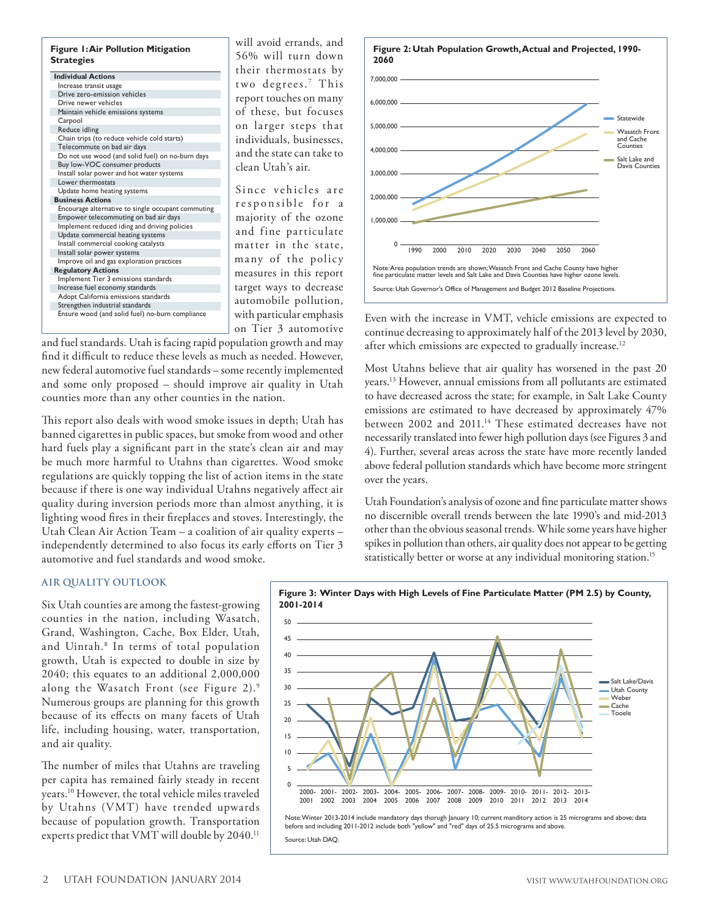**Figure 1: Air Pollution Mitigation Strategies**

| Individual Actions |
|---|
| Increase transit usage |
| Drive zero-emission vehicles |
| Drive newer vehicles |
| Maintain vehicle emissions systems |
| Carpool |
| Reduce idling |
| Chain trips (to reduce vehicle cold starts) |
| Telecommute on bad air days |
| Do not use wood (and solid fuel) on no-burn days |
| Buy low-VOC consumer products |
| Install solar power and hot water systems |
| Lower thermostats |
| Update home heating systems |
| **Business Actions** |
| Encourage alternative to single occupant commuting |
| Empower telecommuting on bad air days |
| Implement reduced iding and driving policies |
| Update commercial heating systems |
| Install commercial cooking catalysts |
| Install solar power systems |
| Improve oil and gas exploration practices |
| **Regulatory Actions** |
| Implement Tier 3 emissions standards |
| Increase fuel economy standards |
| Adopt California emissions standards |
| Strengthen industrial standards |
| Ensure wood (and solid fuel) no-burn compliance |

will avoid errands, and 56% will turn down their thermostats by two degrees.[7] This report touches on many of these, but focuses on larger steps that individuals, businesses, and the state can take to clean Utah's air.

Since vehicles are responsible for a majority of the ozone and fine particulate matter in the state, many of the policy measures in this report target ways to decrease automobile pollution, with particular emphasis on Tier 3 automotive and fuel standards. Utah is facing rapid population growth and may find it difficult to reduce these levels as much as needed. However, new federal automotive fuel standards – some recently implemented and some only proposed – should improve air quality in Utah counties more than any other counties in the nation.

This report also deals with wood smoke issues in depth; Utah has banned cigarettes in public spaces, but smoke from wood and other hard fuels play a significant part in the state's clean air and may be much more harmful to Utahns than cigarettes. Wood smoke regulations are quickly topping the list of action items in the state because if there is one way individual Utahns negatively affect air quality during inversion periods more than almost anything, it is lighting wood fires in their fireplaces and stoves. Interestingly, the Utah Clean Air Action Team – a coalition of air quality experts – independently determined to also focus its early efforts on Tier 3 automotive and fuel standards and wood smoke.

## AIR QUALITY OUTLOOK

Six Utah counties are among the fastest-growing counties in the nation, including Wasatch, Grand, Washington, Cache, Box Elder, Utah, and Uintah.[8] In terms of total population growth, Utah is expected to double in size by 2040; this equates to an additional 2,000,000 along the Wasatch Front (see Figure 2).[9] Numerous groups are planning for this growth because of its effects on many facets of Utah life, including housing, water, transportation, and air quality.

The number of miles that Utahns are traveling per capita has remained fairly steady in recent years.[10] However, the total vehicle miles traveled by Utahns (VMT) have trended upwards because of population growth. Transportation experts predict that VMT will double by 2040.[11]

**Figure 2: Utah Population Growth, Actual and Projected, 1990-2060**

Note: Area population trends are shown; Wasatch Front and Cache County have higher fine particulate matter levels and Salt Lake and Davis Counties have higher ozone levels.

Source: Utah Governor's Office of Management and Budget 2012 Baseline Projections.

Even with the increase in VMT, vehicle emissions are expected to continue decreasing to approximately half of the 2013 level by 2030, after which emissions are expected to gradually increase.[12]

Most Utahns believe that air quality has worsened in the past 20 years.[13] However, annual emissions from all pollutants are estimated to have decreased across the state; for example, in Salt Lake County emissions are estimated to have decreased by approximately 47% between 2002 and 2011.[14] These estimated decreases have not necessarily translated into fewer high pollution days (see Figures 3 and 4). Further, several areas across the state have more recently landed above federal pollution standards which have become more stringent over the years.

Utah Foundation's analysis of ozone and fine particulate matter shows no discernible overall trends between the late 1990's and mid-2013 other than the obvious seasonal trends. While some years have higher spikes in pollution than others, air quality does not appear to be getting statistically better or worse at any individual monitoring station.[15]

**Figure 3: Winter Days with High Levels of Fine Particulate Matter (PM 2.5) by County, 2001-2014**

Note: Winter 2013-2014 include mandatory days thorugh January 10; current manditory action is 25 micrograms and above; data before and including 2011-2012 include both "yellow" and "red" days of 25.5 micrograms and above.

Source: Utah DAQ.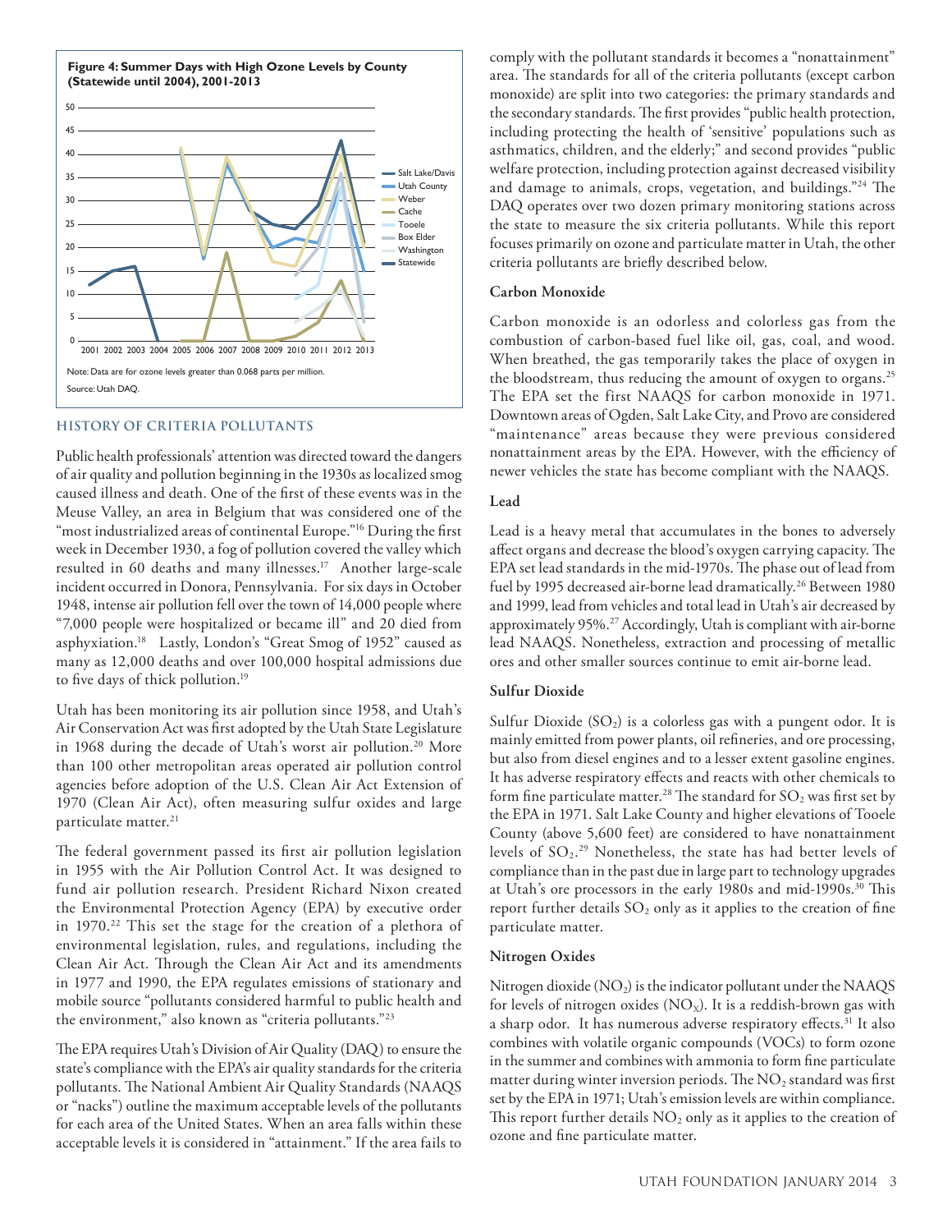**Figure 4: Summer Days with High Ozone Levels by County (Statewide until 2004), 2001-2013**

Note: Data are for ozone levels greater than 0.068 parts per million.

Source: Utah DAQ.

## HISTORY OF CRITERIA POLLUTANTS

Public health professionals' attention was directed toward the dangers of air quality and pollution beginning in the 1930s as localized smog caused illness and death. One of the first of these events was in the Meuse Valley, an area in Belgium that was considered one of the "most industrialized areas of continental Europe."[16] During the first week in December 1930, a fog of pollution covered the valley which resulted in 60 deaths and many illnesses.[17] Another large-scale incident occurred in Donora, Pennsylvania. For six days in October 1948, intense air pollution fell over the town of 14,000 people where "7,000 people were hospitalized or became ill" and 20 died from asphyxiation.[18] Lastly, London's "Great Smog of 1952" caused as many as 12,000 deaths and over 100,000 hospital admissions due to five days of thick pollution.[19]

Utah has been monitoring its air pollution since 1958, and Utah's Air Conservation Act was first adopted by the Utah State Legislature in 1968 during the decade of Utah's worst air pollution.[20] More than 100 other metropolitan areas operated air pollution control agencies before adoption of the U.S. Clean Air Act Extension of 1970 (Clean Air Act), often measuring sulfur oxides and large particulate matter.[21]

The federal government passed its first air pollution legislation in 1955 with the Air Pollution Control Act. It was designed to fund air pollution research. President Richard Nixon created the Environmental Protection Agency (EPA) by executive order in 1970.[22] This set the stage for the creation of a plethora of environmental legislation, rules, and regulations, including the Clean Air Act. Through the Clean Air Act and its amendments in 1977 and 1990, the EPA regulates emissions of stationary and mobile source "pollutants considered harmful to public health and the environment," also known as "criteria pollutants."[23]

The EPA requires Utah's Division of Air Quality (DAQ) to ensure the state's compliance with the EPA's air quality standards for the criteria pollutants. The National Ambient Air Quality Standards (NAAQS or "nacks") outline the maximum acceptable levels of the pollutants for each area of the United States. When an area falls within these acceptable levels it is considered in "attainment." If the area fails to comply with the pollutant standards it becomes a "nonattainment" area. The standards for all of the criteria pollutants (except carbon monoxide) are split into two categories: the primary standards and the secondary standards. The first provides "public health protection, including protecting the health of 'sensitive' populations such as asthmatics, children, and the elderly;" and second provides "public welfare protection, including protection against decreased visibility and damage to animals, crops, vegetation, and buildings."[24] The DAQ operates over two dozen primary monitoring stations across the state to measure the six criteria pollutants. While this report focuses primarily on ozone and particulate matter in Utah, the other criteria pollutants are briefly described below.

### Carbon Monoxide

Carbon monoxide is an odorless and colorless gas from the combustion of carbon-based fuel like oil, gas, coal, and wood. When breathed, the gas temporarily takes the place of oxygen in the bloodstream, thus reducing the amount of oxygen to organs.[25] The EPA set the first NAAQS for carbon monoxide in 1971. Downtown areas of Ogden, Salt Lake City, and Provo are considered "maintenance" areas because they were previous considered nonattainment areas by the EPA. However, with the efficiency of newer vehicles the state has become compliant with the NAAQS.

### Lead

Lead is a heavy metal that accumulates in the bones to adversely affect organs and decrease the blood's oxygen carrying capacity. The EPA set lead standards in the mid-1970s. The phase out of lead from fuel by 1995 decreased air-borne lead dramatically.[26] Between 1980 and 1999, lead from vehicles and total lead in Utah's air decreased by approximately 95%.[27] Accordingly, Utah is compliant with air-borne lead NAAQS. Nonetheless, extraction and processing of metallic ores and other smaller sources continue to emit air-borne lead.

### Sulfur Dioxide

Sulfur Dioxide ($SO_2$) is a colorless gas with a pungent odor. It is mainly emitted from power plants, oil refineries, and ore processing, but also from diesel engines and to a lesser extent gasoline engines. It has adverse respiratory effects and reacts with other chemicals to form fine particulate matter.[28] The standard for $SO_2$ was first set by the EPA in 1971. Salt Lake County and higher elevations of Tooele County (above 5,600 feet) are considered to have nonattainment levels of $SO_2$.[29] Nonetheless, the state has had better levels of compliance than in the past due in large part to technology upgrades at Utah's ore processors in the early 1980s and mid-1990s.[30] This report further details $SO_2$ only as it applies to the creation of fine particulate matter.

### Nitrogen Oxides

Nitrogen dioxide ($NO_2$) is the indicator pollutant under the NAAQS for levels of nitrogen oxides ($NO_X$). It is a reddish-brown gas with a sharp odor. It has numerous adverse respiratory effects.[31] It also combines with volatile organic compounds (VOCs) to form ozone in the summer and combines with ammonia to form fine particulate matter during winter inversion periods. The $NO_2$ standard was first set by the EPA in 1971; Utah's emission levels are within compliance. This report further details $NO_2$ only as it applies to the creation of ozone and fine particulate matter.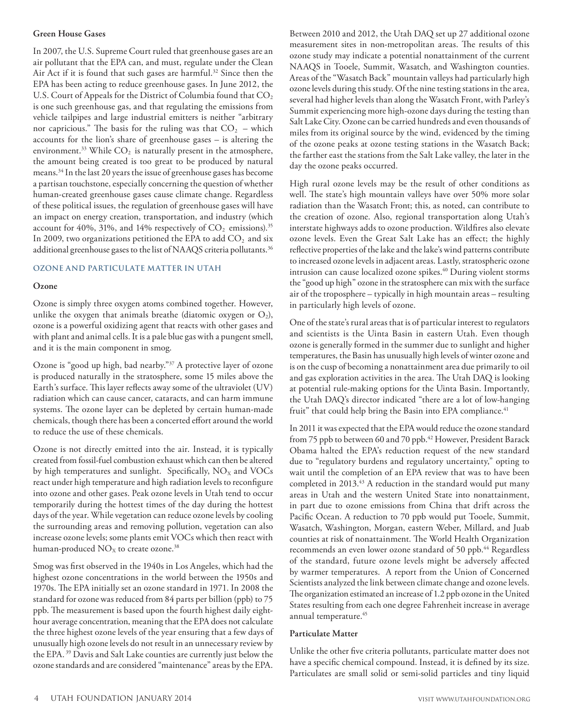**Green House Gases**

In 2007, the U.S. Supreme Court ruled that greenhouse gases are an air pollutant that the EPA can, and must, regulate under the Clean Air Act if it is found that such gases are harmful.[32] Since then the EPA has been acting to reduce greenhouse gases. In June 2012, the U.S. Court of Appeals for the District of Columbia found that $CO_2$ is one such greenhouse gas, and that regulating the emissions from vehicle tailpipes and large industrial emitters is neither "arbitrary nor capricious." The basis for the ruling was that $CO_2$ – which accounts for the lion's share of greenhouse gases – is altering the environment.[33] While $CO_2$ is naturally present in the atmosphere, the amount being created is too great to be produced by natural means.[34] In the last 20 years the issue of greenhouse gases has become a partisan touchstone, especially concerning the question of whether human-created greenhouse gases cause climate change. Regardless of these political issues, the regulation of greenhouse gases will have an impact on energy creation, transportation, and industry (which account for 40%, 31%, and 14% respectively of $CO_2$ emissions).[35] In 2009, two organizations petitioned the EPA to add $CO_2$ and six additional greenhouse gases to the list of NAAQS criteria pollutants.[36]

## OZONE AND PARTICULATE MATTER IN UTAH

### Ozone

Ozone is simply three oxygen atoms combined together. However, unlike the oxygen that animals breathe (diatomic oxygen or $O_2$), ozone is a powerful oxidizing agent that reacts with other gases and with plant and animal cells. It is a pale blue gas with a pungent smell, and it is the main component in smog.

Ozone is "good up high, bad nearby."[37] A protective layer of ozone is produced naturally in the stratosphere, some 15 miles above the Earth's surface. This layer reflects away some of the ultraviolet (UV) radiation which can cause cancer, cataracts, and can harm immune systems. The ozone layer can be depleted by certain human-made chemicals, though there has been a concerted effort around the world to reduce the use of these chemicals.

Ozone is not directly emitted into the air. Instead, it is typically created from fossil-fuel combustion exhaust which can then be altered by high temperatures and sunlight. Specifically, $NO_X$ and VOCs react under high temperature and high radiation levels to reconfigure into ozone and other gases. Peak ozone levels in Utah tend to occur temporarily during the hottest times of the day during the hottest days of the year. While vegetation can reduce ozone levels by cooling the surrounding areas and removing pollution, vegetation can also increase ozone levels; some plants emit VOCs which then react with human-produced $NO_X$ to create ozone.[38]

Smog was first observed in the 1940s in Los Angeles, which had the highest ozone concentrations in the world between the 1950s and 1970s. The EPA initially set an ozone standard in 1971. In 2008 the standard for ozone was reduced from 84 parts per billion (ppb) to 75 ppb. The measurement is based upon the fourth highest daily eight-hour average concentration, meaning that the EPA does not calculate the three highest ozone levels of the year ensuring that a few days of unusually high ozone levels do not result in an unnecessary review by the EPA.[39] Davis and Salt Lake counties are currently just below the ozone standards and are considered "maintenance" areas by the EPA.

Between 2010 and 2012, the Utah DAQ set up 27 additional ozone measurement sites in non-metropolitan areas. The results of this ozone study may indicate a potential nonattainment of the current NAAQS in Tooele, Summit, Wasatch, and Washington counties. Areas of the "Wasatch Back" mountain valleys had particularly high ozone levels during this study. Of the nine testing stations in the area, several had higher levels than along the Wasatch Front, with Parley's Summit experiencing more high-ozone days during the testing than Salt Lake City. Ozone can be carried hundreds and even thousands of miles from its original source by the wind, evidenced by the timing of the ozone peaks at ozone testing stations in the Wasatch Back; the farther east the stations from the Salt Lake valley, the later in the day the ozone peaks occurred.

High rural ozone levels may be the result of other conditions as well. The state's high mountain valleys have over 50% more solar radiation than the Wasatch Front; this, as noted, can contribute to the creation of ozone. Also, regional transportation along Utah's interstate highways adds to ozone production. Wildfires also elevate ozone levels. Even the Great Salt Lake has an effect; the highly reflective properties of the lake and the lake's wind patterns contribute to increased ozone levels in adjacent areas. Lastly, stratospheric ozone intrusion can cause localized ozone spikes.[40] During violent storms the "good up high" ozone in the stratosphere can mix with the surface air of the troposphere – typically in high mountain areas – resulting in particularly high levels of ozone.

One of the state's rural areas that is of particular interest to regulators and scientists is the Uinta Basin in eastern Utah. Even though ozone is generally formed in the summer due to sunlight and higher temperatures, the Basin has unusually high levels of winter ozone and is on the cusp of becoming a nonattainment area due primarily to oil and gas exploration activities in the area. The Utah DAQ is looking at potential rule-making options for the Uinta Basin. Importantly, the Utah DAQ's director indicated "there are a lot of low-hanging fruit" that could help bring the Basin into EPA compliance.[41]

In 2011 it was expected that the EPA would reduce the ozone standard from 75 ppb to between 60 and 70 ppb.[42] However, President Barack Obama halted the EPA's reduction request of the new standard due to "regulatory burdens and regulatory uncertainty," opting to wait until the completion of an EPA review that was to have been completed in 2013.[43] A reduction in the standard would put many areas in Utah and the western United State into nonattainment, in part due to ozone emissions from China that drift across the Pacific Ocean. A reduction to 70 ppb would put Tooele, Summit, Wasatch, Washington, Morgan, eastern Weber, Millard, and Juab counties at risk of nonattainment. The World Health Organization recommends an even lower ozone standard of 50 ppb.[44] Regardless of the standard, future ozone levels might be adversely affected by warmer temperatures. A report from the Union of Concerned Scientists analyzed the link between climate change and ozone levels. The organization estimated an increase of 1.2 ppb ozone in the United States resulting from each one degree Fahrenheit increase in average annual temperature.[45]

### Particulate Matter

Unlike the other five criteria pollutants, particulate matter does not have a specific chemical compound. Instead, it is defined by its size. Particulates are small solid or semi-solid particles and tiny liquid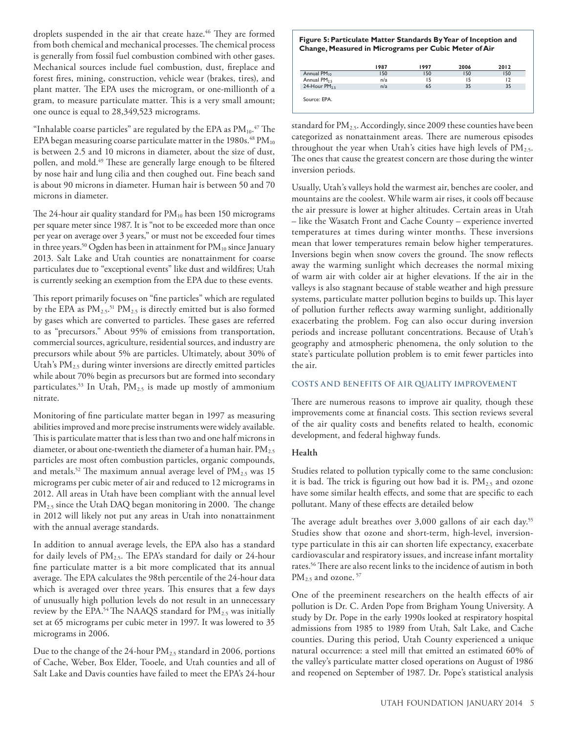droplets suspended in the air that create haze.[46] They are formed from both chemical and mechanical processes. The chemical process is generally from fossil fuel combustion combined with other gases. Mechanical sources include fuel combustion, dust, fireplace and forest fires, mining, construction, vehicle wear (brakes, tires), and plant matter. The EPA uses the microgram, or one-millionth of a gram, to measure particulate matter. This is a very small amount; one ounce is equal to 28,349,523 micrograms.

"Inhalable coarse particles" are regulated by the EPA as $PM_{10}$.[47] The EPA began measuring coarse particulate matter in the 1980s.[48] $PM_{10}$ is between 2.5 and 10 microns in diameter, about the size of dust, pollen, and mold.[49] These are generally large enough to be filtered by nose hair and lung cilia and then coughed out. Fine beach sand is about 90 microns in diameter. Human hair is between 50 and 70 microns in diameter.

The 24-hour air quality standard for $PM_{10}$ has been 150 micrograms per square meter since 1987. It is "not to be exceeded more than once per year on average over 3 years," or must not be exceeded four times in three years.[50] Ogden has been in attainment for $PM_{10}$ since January 2013. Salt Lake and Utah counties are nonattainment for coarse particulates due to "exceptional events" like dust and wildfires; Utah is currently seeking an exemption from the EPA due to these events.

This report primarily focuses on "fine particles" which are regulated by the EPA as $PM_{2.5}$.[51] $PM_{2.5}$ is directly emitted but is also formed by gases which are converted to particles. These gases are referred to as "precursors." About 95% of emissions from transportation, commercial sources, agriculture, residential sources, and industry are precursors while about 5% are particles. Ultimately, about 30% of Utah's $PM_{2.5}$ during winter inversions are directly emitted particles while about 70% begin as precursors but are formed into secondary particulates.[53] In Utah, $PM_{2.5}$ is made up mostly of ammonium nitrate.

Monitoring of fine particulate matter began in 1997 as measuring abilities improved and more precise instruments were widely available. This is particulate matter that is less than two and one half microns in diameter, or about one-twentieth the diameter of a human hair. $PM_{2.5}$ particles are most often combustion particles, organic compounds, and metals.[52] The maximum annual average level of $PM_{2.5}$ was 15 micrograms per cubic meter of air and reduced to 12 micrograms in 2012. All areas in Utah have been compliant with the annual level $PM_{2.5}$ since the Utah DAQ began monitoring in 2000. The change in 2012 will likely not put any areas in Utah into nonattainment with the annual average standards.

In addition to annual average levels, the EPA also has a standard for daily levels of $PM_{2.5}$. The EPA's standard for daily or 24-hour fine particulate matter is a bit more complicated that its annual average. The EPA calculates the 98th percentile of the 24-hour data which is averaged over three years. This ensures that a few days of unusually high pollution levels do not result in an unnecessary review by the EPA.[54] The NAAQS standard for $PM_{2.5}$ was initially set at 65 micrograms per cubic meter in 1997. It was lowered to 35 micrograms in 2006.

Due to the change of the 24-hour $PM_{2.5}$ standard in 2006, portions of Cache, Weber, Box Elder, Tooele, and Utah counties and all of Salt Lake and Davis counties have failed to meet the EPA's 24-hour standard for $PM_{2.5}$. Accordingly, since 2009 these counties have been categorized as nonattainment areas. There are numerous episodes throughout the year when Utah's cities have high levels of $PM_{2.5}$. The ones that cause the greatest concern are those during the winter inversion periods.

**Figure 5: Particulate Matter Standards By Year of Inception and Change, Measured in Micrograms per Cubic Meter of Air**

| | 1987 | 1997 | 2006 | 2012 |
|---|---|---|---|---|
| Annual $PM_{10}$ | 150 | 150 | 150 | 150 |
| Annual $PM_{2.5}$ | n/a | 15 | 15 | 12 |
| 24-Hour $PM_{2.5}$ | n/a | 65 | 35 | 35 |

Source: EPA.

Usually, Utah's valleys hold the warmest air, benches are cooler, and mountains are the coolest. While warm air rises, it cools off because the air pressure is lower at higher altitudes. Certain areas in Utah – like the Wasatch Front and Cache County – experience inverted temperatures at times during winter months. These inversions mean that lower temperatures remain below higher temperatures. Inversions begin when snow covers the ground. The snow reflects away the warming sunlight which decreases the normal mixing of warm air with colder air at higher elevations. If the air in the valleys is also stagnant because of stable weather and high pressure systems, particulate matter pollution begins to builds up. This layer of pollution further reflects away warming sunlight, additionally exacerbating the problem. Fog can also occur during inversion periods and increase pollutant concentrations. Because of Utah's geography and atmospheric phenomena, the only solution to the state's particulate pollution problem is to emit fewer particles into the air.

## COSTS AND BENEFITS OF AIR QUALITY IMPROVEMENT

There are numerous reasons to improve air quality, though these improvements come at financial costs. This section reviews several of the air quality costs and benefits related to health, economic development, and federal highway funds.

### Health

Studies related to pollution typically come to the same conclusion: it is bad. The trick is figuring out how bad it is. $PM_{2.5}$ and ozone have some similar health effects, and some that are specific to each pollutant. Many of these effects are detailed below

The average adult breathes over 3,000 gallons of air each day.[55] Studies show that ozone and short-term, high-level, inversion-type particulate in this air can shorten life expectancy, exacerbate cardiovascular and respiratory issues, and increase infant mortality rates.[56] There are also recent links to the incidence of autism in both $PM_{2.5}$ and ozone.[57]

One of the preeminent researchers on the health effects of air pollution is Dr. C. Arden Pope from Brigham Young University. A study by Dr. Pope in the early 1990s looked at respiratory hospital admissions from 1985 to 1989 from Utah, Salt Lake, and Cache counties. During this period, Utah County experienced a unique natural occurrence: a steel mill that emitted an estimated 60% of the valley's particulate matter closed operations on August of 1986 and reopened on September of 1987. Dr. Pope's statistical analysis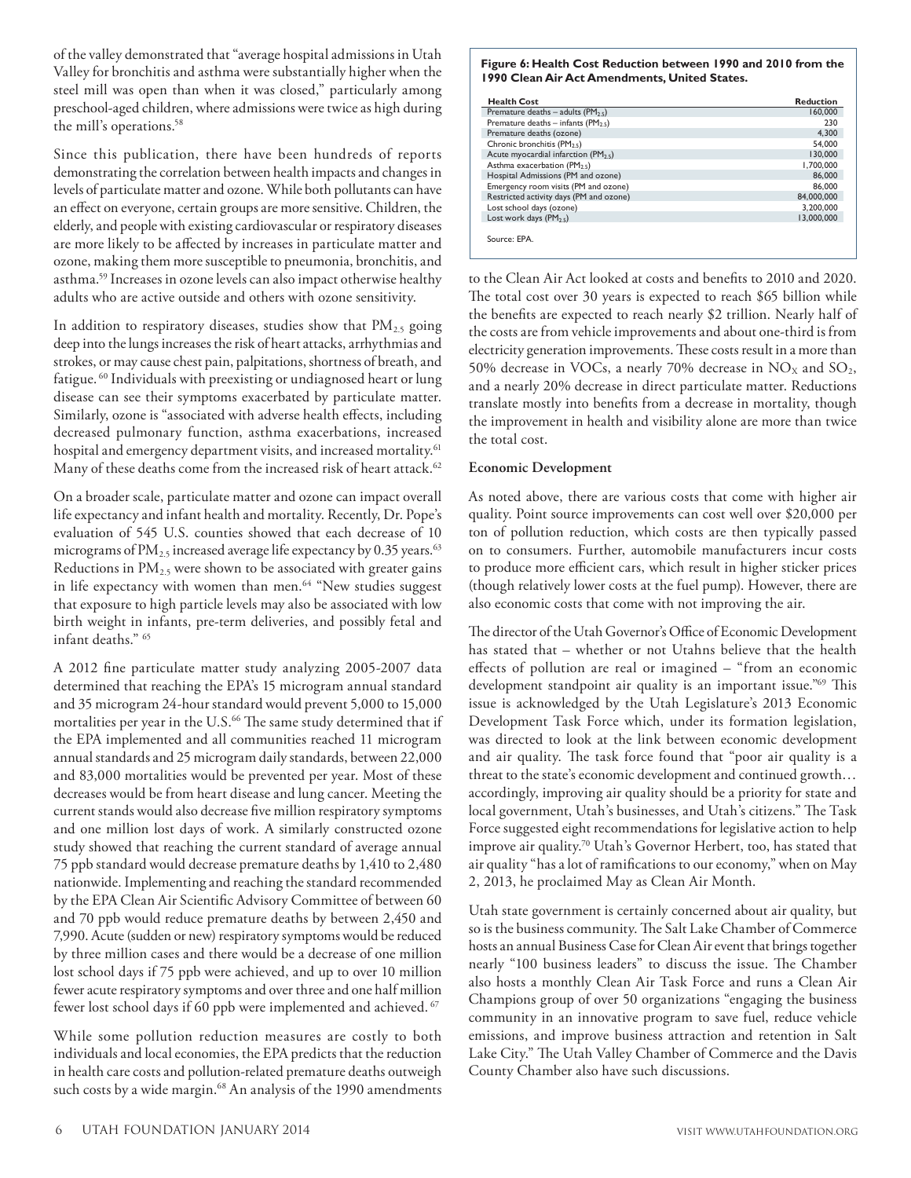of the valley demonstrated that "average hospital admissions in Utah Valley for bronchitis and asthma were substantially higher when the steel mill was open than when it was closed," particularly among preschool-aged children, where admissions were twice as high during the mill's operations.[58]

Since this publication, there have been hundreds of reports demonstrating the correlation between health impacts and changes in levels of particulate matter and ozone. While both pollutants can have an effect on everyone, certain groups are more sensitive. Children, the elderly, and people with existing cardiovascular or respiratory diseases are more likely to be affected by increases in particulate matter and ozone, making them more susceptible to pneumonia, bronchitis, and asthma.[59] Increases in ozone levels can also impact otherwise healthy adults who are active outside and others with ozone sensitivity.

In addition to respiratory diseases, studies show that $PM_{2.5}$ going deep into the lungs increases the risk of heart attacks, arrhythmias and strokes, or may cause chest pain, palpitations, shortness of breath, and fatigue.[60] Individuals with preexisting or undiagnosed heart or lung disease can see their symptoms exacerbated by particulate matter. Similarly, ozone is "associated with adverse health effects, including decreased pulmonary function, asthma exacerbations, increased hospital and emergency department visits, and increased mortality.[61] Many of these deaths come from the increased risk of heart attack.[62]

On a broader scale, particulate matter and ozone can impact overall life expectancy and infant health and mortality. Recently, Dr. Pope's evaluation of 545 U.S. counties showed that each decrease of 10 micrograms of $PM_{2.5}$ increased average life expectancy by 0.35 years.[63] Reductions in $PM_{2.5}$ were shown to be associated with greater gains in life expectancy with women than men.[64] "New studies suggest that exposure to high particle levels may also be associated with low birth weight in infants, pre-term deliveries, and possibly fetal and infant deaths."[65]

A 2012 fine particulate matter study analyzing 2005-2007 data determined that reaching the EPA's 15 microgram annual standard and 35 microgram 24-hour standard would prevent 5,000 to 15,000 mortalities per year in the U.S.[66] The same study determined that if the EPA implemented and all communities reached 11 microgram annual standards and 25 microgram daily standards, between 22,000 and 83,000 mortalities would be prevented per year. Most of these decreases would be from heart disease and lung cancer. Meeting the current stands would also decrease five million respiratory symptoms and one million lost days of work. A similarly constructed ozone study showed that reaching the current standard of average annual 75 ppb standard would decrease premature deaths by 1,410 to 2,480 nationwide. Implementing and reaching the standard recommended by the EPA Clean Air Scientific Advisory Committee of between 60 and 70 ppb would reduce premature deaths by between 2,450 and 7,990. Acute (sudden or new) respiratory symptoms would be reduced by three million cases and there would be a decrease of one million lost school days if 75 ppb were achieved, and up to over 10 million fewer acute respiratory symptoms and over three and one half million fewer lost school days if 60 ppb were implemented and achieved.[67]

While some pollution reduction measures are costly to both individuals and local economies, the EPA predicts that the reduction in health care costs and pollution-related premature deaths outweigh such costs by a wide margin.[68] An analysis of the 1990 amendments to the Clean Air Act looked at costs and benefits to 2010 and 2020. The total cost over 30 years is expected to reach $65 billion while the benefits are expected to reach nearly $2 trillion. Nearly half of the costs are from vehicle improvements and about one-third is from electricity generation improvements. These costs result in a more than 50% decrease in VOCs, a nearly 70% decrease in $NO_X$ and $SO_2$, and a nearly 20% decrease in direct particulate matter. Reductions translate mostly into benefits from a decrease in mortality, though the improvement in health and visibility alone are more than twice the total cost.

**Figure 6: Health Cost Reduction between 1990 and 2010 from the 1990 Clean Air Act Amendments, United States.**

| Health Cost | Reduction |
|---|---|
| Premature deaths – adults ($PM_{2.5}$) | 160,000 |
| Premature deaths – infants ($PM_{2.5}$) | 230 |
| Premature deaths (ozone) | 4,300 |
| Chronic bronchitis ($PM_{2.5}$) | 54,000 |
| Acute myocardial infarction ($PM_{2.5}$) | 130,000 |
| Asthma exacerbation ($PM_{2.5}$) | 1,700,000 |
| Hospital Admissions (PM and ozone) | 86,000 |
| Emergency room visits (PM and ozone) | 86,000 |
| Restricted activity days (PM and ozone) | 84,000,000 |
| Lost school days (ozone) | 3,200,000 |
| Lost work days ($PM_{2.5}$) | 13,000,000 |

Source: EPA.

**Economic Development**

As noted above, there are various costs that come with higher air quality. Point source improvements can cost well over $20,000 per ton of pollution reduction, which costs are then typically passed on to consumers. Further, automobile manufacturers incur costs to produce more efficient cars, which result in higher sticker prices (though relatively lower costs at the fuel pump). However, there are also economic costs that come with not improving the air.

The director of the Utah Governor's Office of Economic Development has stated that – whether or not Utahns believe that the health effects of pollution are real or imagined – "from an economic development standpoint air quality is an important issue."[69] This issue is acknowledged by the Utah Legislature's 2013 Economic Development Task Force which, under its formation legislation, was directed to look at the link between economic development and air quality. The task force found that "poor air quality is a threat to the state's economic development and continued growth… accordingly, improving air quality should be a priority for state and local government, Utah's businesses, and Utah's citizens." The Task Force suggested eight recommendations for legislative action to help improve air quality.[70] Utah's Governor Herbert, too, has stated that air quality "has a lot of ramifications to our economy," when on May 2, 2013, he proclaimed May as Clean Air Month.

Utah state government is certainly concerned about air quality, but so is the business community. The Salt Lake Chamber of Commerce hosts an annual Business Case for Clean Air event that brings together nearly "100 business leaders" to discuss the issue. The Chamber also hosts a monthly Clean Air Task Force and runs a Clean Air Champions group of over 50 organizations "engaging the business community in an innovative program to save fuel, reduce vehicle emissions, and improve business attraction and retention in Salt Lake City." The Utah Valley Chamber of Commerce and the Davis County Chamber also have such discussions.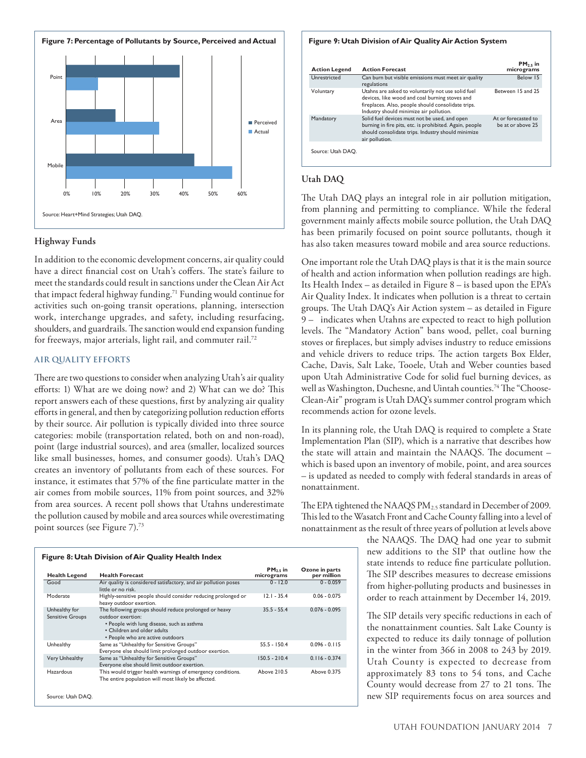**Figure 7: Percentage of Pollutants by Source, Perceived and Actual**

Source: Heart+Mind Strategies; Utah DAQ.

### Highway Funds

In addition to the economic development concerns, air quality could have a direct financial cost on Utah's coffers. The state's failure to meet the standards could result in sanctions under the Clean Air Act that impact federal highway funding.[71] Funding would continue for activities such on-going transit operations, planning, intersection work, interchange upgrades, and safety, including resurfacing, shoulders, and guardrails. The sanction would end expansion funding for freeways, major arterials, light rail, and commuter rail.[72]

## AIR QUALITY EFFORTS

There are two questions to consider when analyzing Utah's air quality efforts: 1) What are we doing now? and 2) What can we do? This report answers each of these questions, first by analyzing air quality efforts in general, and then by categorizing pollution reduction efforts by their source. Air pollution is typically divided into three source categories: mobile (transportation related, both on and non-road), point (large industrial sources), and area (smaller, localized sources like small businesses, homes, and consumer goods). Utah's DAQ creates an inventory of pollutants from each of these sources. For instance, it estimates that 57% of the fine particulate matter in the air comes from mobile sources, 11% from point sources, and 32% from area sources. A recent poll shows that Utahns underestimate the pollution caused by mobile and area sources while overestimating point sources (see Figure 7).[73]

**Figure 8: Utah Division of Air Quality Health Index**

| Health Legend | Health Forecast | $PM_{2.5}$ in micrograms | Ozone in parts per million |
|---|---|---|---|
| Good | Air quality is considered satisfactory, and air pollution poses little or no risk. | 0 - 12.0 | 0 - 0.059 |
| Moderate | Highly-sensitive people should consider reducing prolonged or heavy outdoor exertion. | 12.1 - 35.4 | 0.06 - 0.075 |
| Unhealthy for Sensitive Groups | The following groups should reduce prolonged or heavy outdoor exertion: • People with lung disease, such as asthma • Children and older adults • People who are active outdoors | 35.5 - 55.4 | 0.076 - 0.095 |
| Unhealthy | Same as "Unhealthy for Sensitive Groups" Everyone else should limit prolonged outdoor exertion. | 55.5 - 150.4 | 0.096 - 0.115 |
| Very Unhealthy | Same as "Unhealthy for Sensitive Groups" Everyone else should limit outdoor exertion. | 150.5 - 210.4 | 0.116 - 0.374 |
| Hazardous | This would trigger health warnings of emergency conditions. The entire population will most likely be affected. | Above 210.5 | Above 0.375 |

Source: Utah DAQ.

**Figure 9: Utah Division of Air Quality Air Action System**

| Action Legend | Action Forecast | $PM_{2.5}$ in micrograms |
|---|---|---|
| Unrestricted | Can burn but visible emissions must meet air quality regulations | Below 15 |
| Voluntary | Utahns are asked to voluntarily not use solid fuel devices, like wood and coal burning stoves and fireplaces. Also, people should consolidate trips. Industry should minimize air pollution. | Between 15 and 25 |
| Mandatory | Solid fuel devices must not be used, and open burning in fire pits, etc. is prohibited. Again, people should consolidate trips. Industry should minimize air pollution. | At or forecasted to be at or above 25 |

Source: Utah DAQ.

### Utah DAQ

The Utah DAQ plays an integral role in air pollution mitigation, from planning and permitting to compliance. While the federal government mainly affects mobile source pollution, the Utah DAQ has been primarily focused on point source pollutants, though it has also taken measures toward mobile and area source reductions.

One important role the Utah DAQ plays is that it is the main source of health and action information when pollution readings are high. Its Health Index – as detailed in Figure 8 – is based upon the EPA's Air Quality Index. It indicates when pollution is a threat to certain groups. The Utah DAQ's Air Action system – as detailed in Figure 9 – indicates when Utahns are expected to react to high pollution levels. The "Mandatory Action" bans wood, pellet, coal burning stoves or fireplaces, but simply advises industry to reduce emissions and vehicle drivers to reduce trips. The action targets Box Elder, Cache, Davis, Salt Lake, Tooele, Utah and Weber counties based upon Utah Administrative Code for solid fuel burning devices, as well as Washington, Duchesne, and Uintah counties.[74] The "Choose-Clean-Air" program is Utah DAQ's summer control program which recommends action for ozone levels.

In its planning role, the Utah DAQ is required to complete a State Implementation Plan (SIP), which is a narrative that describes how the state will attain and maintain the NAAQS. The document – which is based upon an inventory of mobile, point, and area sources – is updated as needed to comply with federal standards in areas of nonattainment.

The EPA tightened the NAAQS $PM_{2.5}$ standard in December of 2009. This led to the Wasatch Front and Cache County falling into a level of nonattainment as the result of three years of pollution at levels above the NAAQS. The DAQ had one year to submit new additions to the SIP that outline how the state intends to reduce fine particulate pollution. The SIP describes measures to decrease emissions from higher-polluting products and businesses in order to reach attainment by December 14, 2019.

The SIP details very specific reductions in each of the nonattainment counties. Salt Lake County is expected to reduce its daily tonnage of pollution in the winter from 366 in 2008 to 243 by 2019. Utah County is expected to decrease from approximately 83 tons to 54 tons, and Cache County would decrease from 27 to 21 tons. The new SIP requirements focus on area sources and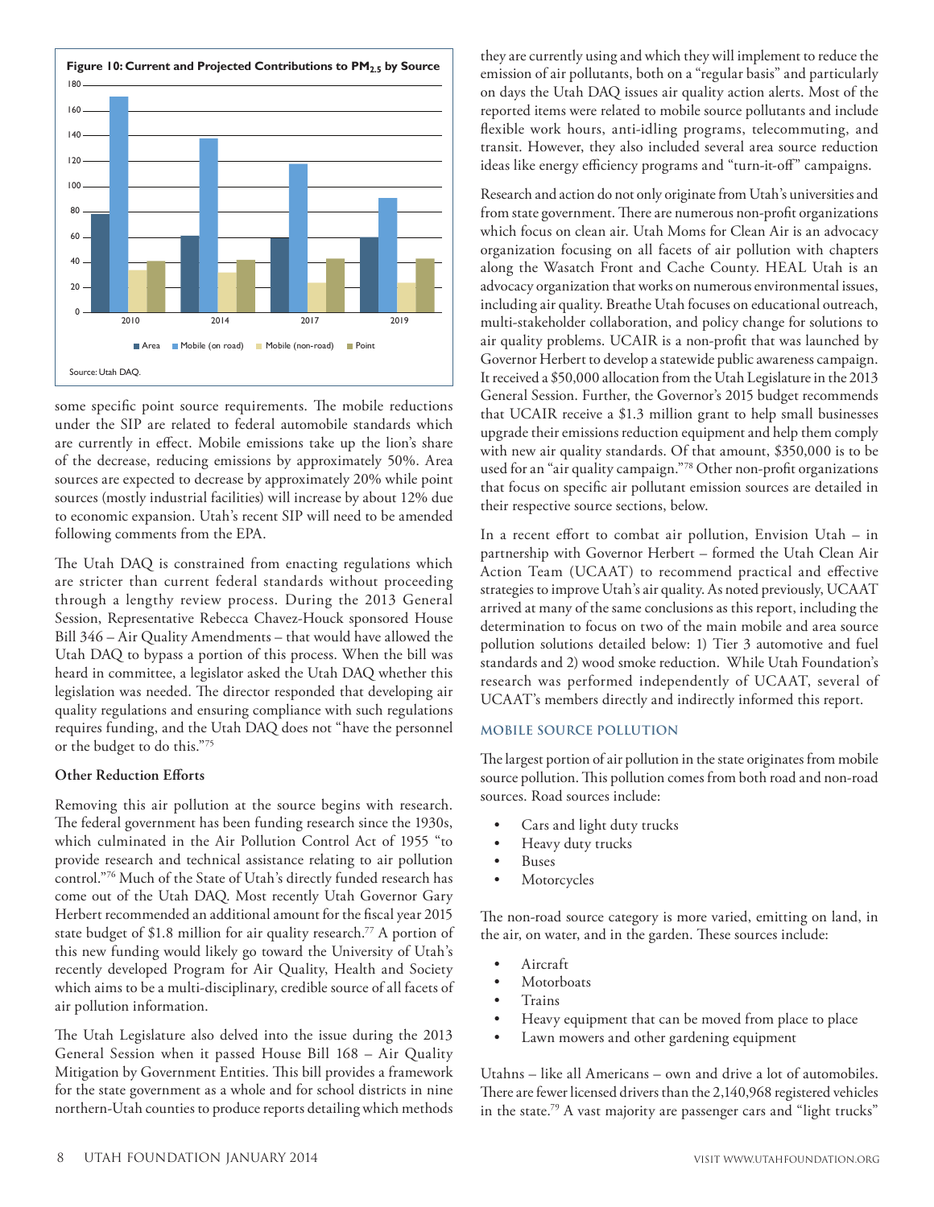**Figure 10: Current and Projected Contributions to $PM_{2.5}$ by Source**

Source: Utah DAQ.

some specific point source requirements. The mobile reductions under the SIP are related to federal automobile standards which are currently in effect. Mobile emissions take up the lion's share of the decrease, reducing emissions by approximately 50%. Area sources are expected to decrease by approximately 20% while point sources (mostly industrial facilities) will increase by about 12% due to economic expansion. Utah's recent SIP will need to be amended following comments from the EPA.

The Utah DAQ is constrained from enacting regulations which are stricter than current federal standards without proceeding through a lengthy review process. During the 2013 General Session, Representative Rebecca Chavez-Houck sponsored House Bill 346 – Air Quality Amendments – that would have allowed the Utah DAQ to bypass a portion of this process. When the bill was heard in committee, a legislator asked the Utah DAQ whether this legislation was needed. The director responded that developing air quality regulations and ensuring compliance with such regulations requires funding, and the Utah DAQ does not "have the personnel or the budget to do this."[75]

### Other Reduction Efforts

Removing this air pollution at the source begins with research. The federal government has been funding research since the 1930s, which culminated in the Air Pollution Control Act of 1955 "to provide research and technical assistance relating to air pollution control."[76] Much of the State of Utah's directly funded research has come out of the Utah DAQ. Most recently Utah Governor Gary Herbert recommended an additional amount for the fiscal year 2015 state budget of $1.8 million for air quality research.[77] A portion of this new funding would likely go toward the University of Utah's recently developed Program for Air Quality, Health and Society which aims to be a multi-disciplinary, credible source of all facets of air pollution information.

The Utah Legislature also delved into the issue during the 2013 General Session when it passed House Bill 168 – Air Quality Mitigation by Government Entities. This bill provides a framework for the state government as a whole and for school districts in nine northern-Utah counties to produce reports detailing which methods they are currently using and which they will implement to reduce the emission of air pollutants, both on a "regular basis" and particularly on days the Utah DAQ issues air quality action alerts. Most of the reported items were related to mobile source pollutants and include flexible work hours, anti-idling programs, telecommuting, and transit. However, they also included several area source reduction ideas like energy efficiency programs and "turn-it-off" campaigns.

Research and action do not only originate from Utah's universities and from state government. There are numerous non-profit organizations which focus on clean air. Utah Moms for Clean Air is an advocacy organization focusing on all facets of air pollution with chapters along the Wasatch Front and Cache County. HEAL Utah is an advocacy organization that works on numerous environmental issues, including air quality. Breathe Utah focuses on educational outreach, multi-stakeholder collaboration, and policy change for solutions to air quality problems. UCAIR is a non-profit that was launched by Governor Herbert to develop a statewide public awareness campaign. It received a $50,000 allocation from the Utah Legislature in the 2013 General Session. Further, the Governor's 2015 budget recommends that UCAIR receive a $1.3 million grant to help small businesses upgrade their emissions reduction equipment and help them comply with new air quality standards. Of that amount, $350,000 is to be used for an "air quality campaign."[78] Other non-profit organizations that focus on specific air pollutant emission sources are detailed in their respective source sections, below.

In a recent effort to combat air pollution, Envision Utah – in partnership with Governor Herbert – formed the Utah Clean Air Action Team (UCAAT) to recommend practical and effective strategies to improve Utah's air quality. As noted previously, UCAAT arrived at many of the same conclusions as this report, including the determination to focus on two of the main mobile and area source pollution solutions detailed below: 1) Tier 3 automotive and fuel standards and 2) wood smoke reduction. While Utah Foundation's research was performed independently of UCAAT, several of UCAAT's members directly and indirectly informed this report.

## MOBILE SOURCE POLLUTION

The largest portion of air pollution in the state originates from mobile source pollution. This pollution comes from both road and non-road sources. Road sources include:

- Cars and light duty trucks
- Heavy duty trucks
- Buses
- Motorcycles

The non-road source category is more varied, emitting on land, in the air, on water, and in the garden. These sources include:

- Aircraft
- Motorboats
- Trains
- Heavy equipment that can be moved from place to place
- Lawn mowers and other gardening equipment

Utahns – like all Americans – own and drive a lot of automobiles. There are fewer licensed drivers than the 2,140,968 registered vehicles in the state.[79] A vast majority are passenger cars and "light trucks"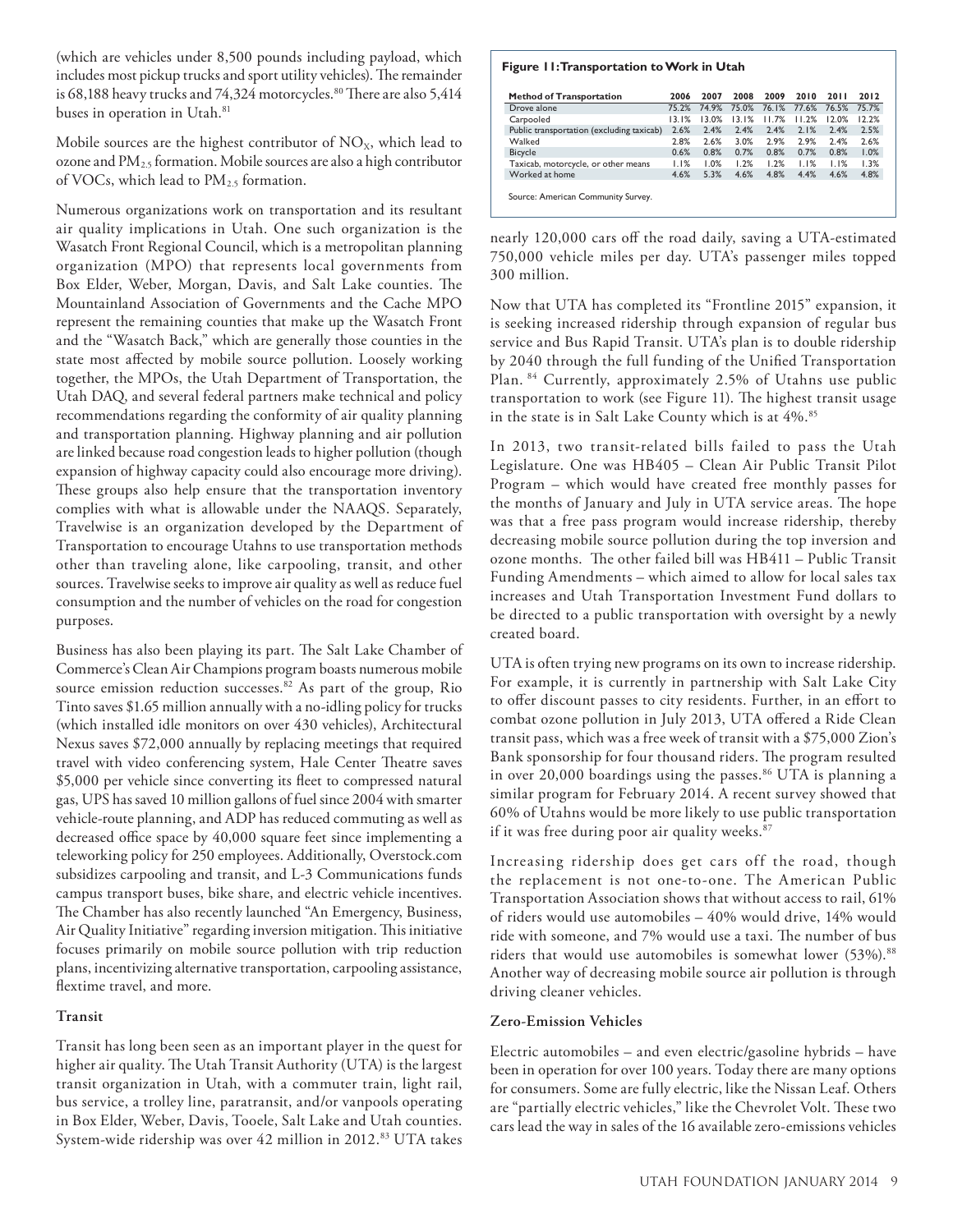(which are vehicles under 8,500 pounds including payload, which includes most pickup trucks and sport utility vehicles). The remainder is 68,188 heavy trucks and 74,324 motorcycles.[80] There are also 5,414 buses in operation in Utah.[81]

Mobile sources are the highest contributor of $NO_X$, which lead to ozone and $PM_{2.5}$ formation. Mobile sources are also a high contributor of VOCs, which lead to $PM_{2.5}$ formation.

Numerous organizations work on transportation and its resultant air quality implications in Utah. One such organization is the Wasatch Front Regional Council, which is a metropolitan planning organization (MPO) that represents local governments from Box Elder, Weber, Morgan, Davis, and Salt Lake counties. The Mountainland Association of Governments and the Cache MPO represent the remaining counties that make up the Wasatch Front and the "Wasatch Back," which are generally those counties in the state most affected by mobile source pollution. Loosely working together, the MPOs, the Utah Department of Transportation, the Utah DAQ, and several federal partners make technical and policy recommendations regarding the conformity of air quality planning and transportation planning. Highway planning and air pollution are linked because road congestion leads to higher pollution (though expansion of highway capacity could also encourage more driving). These groups also help ensure that the transportation inventory complies with what is allowable under the NAAQS. Separately, Travelwise is an organization developed by the Department of Transportation to encourage Utahns to use transportation methods other than traveling alone, like carpooling, transit, and other sources. Travelwise seeks to improve air quality as well as reduce fuel consumption and the number of vehicles on the road for congestion purposes.

Business has also been playing its part. The Salt Lake Chamber of Commerce's Clean Air Champions program boasts numerous mobile source emission reduction successes.[82] As part of the group, Rio Tinto saves $1.65 million annually with a no-idling policy for trucks (which installed idle monitors on over 430 vehicles), Architectural Nexus saves $72,000 annually by replacing meetings that required travel with video conferencing system, Hale Center Theatre saves $5,000 per vehicle since converting its fleet to compressed natural gas, UPS has saved 10 million gallons of fuel since 2004 with smarter vehicle-route planning, and ADP has reduced commuting as well as decreased office space by 40,000 square feet since implementing a teleworking policy for 250 employees. Additionally, Overstock.com subsidizes carpooling and transit, and L-3 Communications funds campus transport buses, bike share, and electric vehicle incentives. The Chamber has also recently launched "An Emergency, Business, Air Quality Initiative" regarding inversion mitigation. This initiative focuses primarily on mobile source pollution with trip reduction plans, incentivizing alternative transportation, carpooling assistance, flextime travel, and more.

### Transit

Transit has long been seen as an important player in the quest for higher air quality. The Utah Transit Authority (UTA) is the largest transit organization in Utah, with a commuter train, light rail, bus service, a trolley line, paratransit, and/or vanpools operating in Box Elder, Weber, Davis, Tooele, Salt Lake and Utah counties. System-wide ridership was over 42 million in 2012.[83] UTA takes nearly 120,000 cars off the road daily, saving a UTA-estimated 750,000 vehicle miles per day. UTA's passenger miles topped 300 million.

**Figure 11: Transportation to Work in Utah**

| Method of Transportation | 2006 | 2007 | 2008 | 2009 | 2010 | 2011 | 2012 |
|---|---|---|---|---|---|---|---|
| Drove alone | 75.2% | 74.9% | 75.0% | 76.1% | 77.6% | 76.5% | 75.7% |
| Carpooled | 13.1% | 13.0% | 13.1% | 11.7% | 11.2% | 12.0% | 12.2% |
| Public transportation (excluding taxicab) | 2.6% | 2.4% | 2.4% | 2.4% | 2.1% | 2.4% | 2.5% |
| Walked | 2.8% | 2.6% | 3.0% | 2.9% | 2.9% | 2.4% | 2.6% |
| Bicycle | 0.6% | 0.8% | 0.7% | 0.8% | 0.7% | 0.8% | 1.0% |
| Taxicab, motorcycle, or other means | 1.1% | 1.0% | 1.2% | 1.2% | 1.1% | 1.1% | 1.3% |
| Worked at home | 4.6% | 5.3% | 4.6% | 4.8% | 4.4% | 4.6% | 4.8% |

Source: American Community Survey.

Now that UTA has completed its "Frontline 2015" expansion, it is seeking increased ridership through expansion of regular bus service and Bus Rapid Transit. UTA's plan is to double ridership by 2040 through the full funding of the Unified Transportation Plan.[84] Currently, approximately 2.5% of Utahns use public transportation to work (see Figure 11). The highest transit usage in the state is in Salt Lake County which is at 4%.[85]

In 2013, two transit-related bills failed to pass the Utah Legislature. One was HB405 – Clean Air Public Transit Pilot Program – which would have created free monthly passes for the months of January and July in UTA service areas. The hope was that a free pass program would increase ridership, thereby decreasing mobile source pollution during the top inversion and ozone months. The other failed bill was HB411 – Public Transit Funding Amendments – which aimed to allow for local sales tax increases and Utah Transportation Investment Fund dollars to be directed to a public transportation with oversight by a newly created board.

UTA is often trying new programs on its own to increase ridership. For example, it is currently in partnership with Salt Lake City to offer discount passes to city residents. Further, in an effort to combat ozone pollution in July 2013, UTA offered a Ride Clean transit pass, which was a free week of transit with a $75,000 Zion's Bank sponsorship for four thousand riders. The program resulted in over 20,000 boardings using the passes.[86] UTA is planning a similar program for February 2014. A recent survey showed that 60% of Utahns would be more likely to use public transportation if it was free during poor air quality weeks.[87]

Increasing ridership does get cars off the road, though the replacement is not one-to-one. The American Public Transportation Association shows that without access to rail, 61% of riders would use automobiles – 40% would drive, 14% would ride with someone, and 7% would use a taxi. The number of bus riders that would use automobiles is somewhat lower (53%).[88] Another way of decreasing mobile source air pollution is through driving cleaner vehicles.

### Zero-Emission Vehicles

Electric automobiles – and even electric/gasoline hybrids – have been in operation for over 100 years. Today there are many options for consumers. Some are fully electric, like the Nissan Leaf. Others are "partially electric vehicles," like the Chevrolet Volt. These two cars lead the way in sales of the 16 available zero-emissions vehicles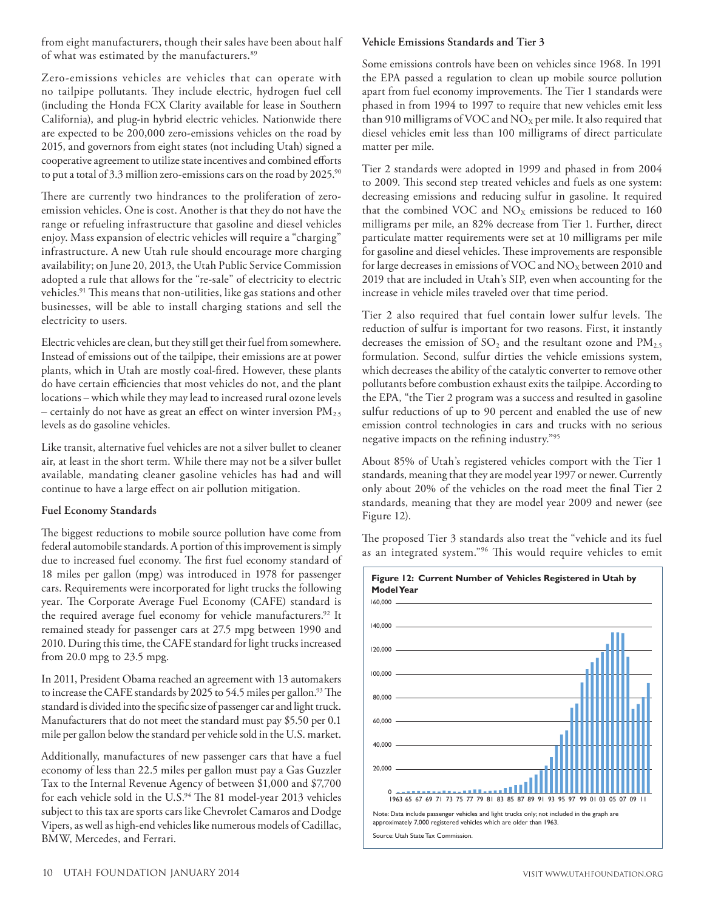from eight manufacturers, though their sales have been about half of what was estimated by the manufacturers.[89]

Zero-emissions vehicles are vehicles that can operate with no tailpipe pollutants. They include electric, hydrogen fuel cell (including the Honda FCX Clarity available for lease in Southern California), and plug-in hybrid electric vehicles. Nationwide there are expected to be 200,000 zero-emissions vehicles on the road by 2015, and governors from eight states (not including Utah) signed a cooperative agreement to utilize state incentives and combined efforts to put a total of 3.3 million zero-emissions cars on the road by 2025.[90]

There are currently two hindrances to the proliferation of zero-emission vehicles. One is cost. Another is that they do not have the range or refueling infrastructure that gasoline and diesel vehicles enjoy. Mass expansion of electric vehicles will require a "charging" infrastructure. A new Utah rule should encourage more charging availability; on June 20, 2013, the Utah Public Service Commission adopted a rule that allows for the "re-sale" of electricity to electric vehicles.[91] This means that non-utilities, like gas stations and other businesses, will be able to install charging stations and sell the electricity to users.

Electric vehicles are clean, but they still get their fuel from somewhere. Instead of emissions out of the tailpipe, their emissions are at power plants, which in Utah are mostly coal-fired. However, these plants do have certain efficiencies that most vehicles do not, and the plant locations – which while they may lead to increased rural ozone levels – certainly do not have as great an effect on winter inversion $PM_{2.5}$ levels as do gasoline vehicles.

Like transit, alternative fuel vehicles are not a silver bullet to cleaner air, at least in the short term. While there may not be a silver bullet available, mandating cleaner gasoline vehicles has had and will continue to have a large effect on air pollution mitigation.

**Fuel Economy Standards**

The biggest reductions to mobile source pollution have come from federal automobile standards. A portion of this improvement is simply due to increased fuel economy. The first fuel economy standard of 18 miles per gallon (mpg) was introduced in 1978 for passenger cars. Requirements were incorporated for light trucks the following year. The Corporate Average Fuel Economy (CAFE) standard is the required average fuel economy for vehicle manufacturers.[92] It remained steady for passenger cars at 27.5 mpg between 1990 and 2010. During this time, the CAFE standard for light trucks increased from 20.0 mpg to 23.5 mpg.

In 2011, President Obama reached an agreement with 13 automakers to increase the CAFE standards by 2025 to 54.5 miles per gallon.[93] The standard is divided into the specific size of passenger car and light truck. Manufacturers that do not meet the standard must pay $5.50 per 0.1 mile per gallon below the standard per vehicle sold in the U.S. market.

Additionally, manufactures of new passenger cars that have a fuel economy of less than 22.5 miles per gallon must pay a Gas Guzzler Tax to the Internal Revenue Agency of between $1,000 and $7,700 for each vehicle sold in the U.S.[94] The 81 model-year 2013 vehicles subject to this tax are sports cars like Chevrolet Camaros and Dodge Vipers, as well as high-end vehicles like numerous models of Cadillac, BMW, Mercedes, and Ferrari.

**Vehicle Emissions Standards and Tier 3**

Some emissions controls have been on vehicles since 1968. In 1991 the EPA passed a regulation to clean up mobile source pollution apart from fuel economy improvements. The Tier 1 standards were phased in from 1994 to 1997 to require that new vehicles emit less than 910 milligrams of VOC and $NO_X$ per mile. It also required that diesel vehicles emit less than 100 milligrams of direct particulate matter per mile.

Tier 2 standards were adopted in 1999 and phased in from 2004 to 2009. This second step treated vehicles and fuels as one system: decreasing emissions and reducing sulfur in gasoline. It required that the combined VOC and $NO_X$ emissions be reduced to 160 milligrams per mile, an 82% decrease from Tier 1. Further, direct particulate matter requirements were set at 10 milligrams per mile for gasoline and diesel vehicles. These improvements are responsible for large decreases in emissions of VOC and $NO_X$ between 2010 and 2019 that are included in Utah's SIP, even when accounting for the increase in vehicle miles traveled over that time period.

Tier 2 also required that fuel contain lower sulfur levels. The reduction of sulfur is important for two reasons. First, it instantly decreases the emission of $SO_2$ and the resultant ozone and $PM_{2.5}$ formulation. Second, sulfur dirties the vehicle emissions system, which decreases the ability of the catalytic converter to remove other pollutants before combustion exhaust exits the tailpipe. According to the EPA, "the Tier 2 program was a success and resulted in gasoline sulfur reductions of up to 90 percent and enabled the use of new emission control technologies in cars and trucks with no serious negative impacts on the refining industry."[95]

About 85% of Utah's registered vehicles comport with the Tier 1 standards, meaning that they are model year 1997 or newer. Currently only about 20% of the vehicles on the road meet the final Tier 2 standards, meaning that they are model year 2009 and newer (see Figure 12).

The proposed Tier 3 standards also treat the "vehicle and its fuel as an integrated system."[96] This would require vehicles to emit

**Figure 12: Current Number of Vehicles Registered in Utah by Model Year**

Note: Data include passenger vehicles and light trucks only; not included in the graph are approximately 7,000 registered vehicles which are older than 1963.

Source: Utah State Tax Commission.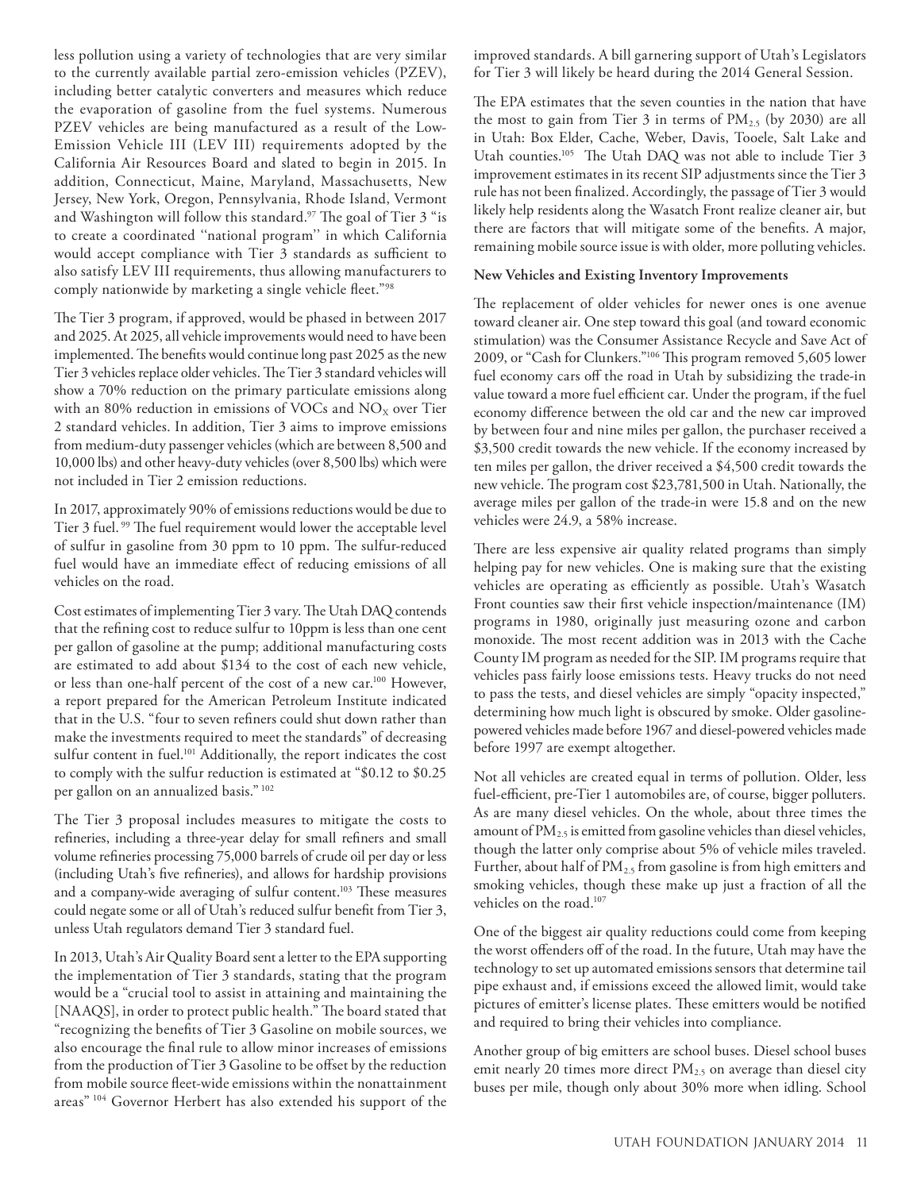less pollution using a variety of technologies that are very similar to the currently available partial zero-emission vehicles (PZEV), including better catalytic converters and measures which reduce the evaporation of gasoline from the fuel systems. Numerous PZEV vehicles are being manufactured as a result of the Low-Emission Vehicle III (LEV III) requirements adopted by the California Air Resources Board and slated to begin in 2015. In addition, Connecticut, Maine, Maryland, Massachusetts, New Jersey, New York, Oregon, Pennsylvania, Rhode Island, Vermont and Washington will follow this standard.[97] The goal of Tier 3 "is to create a coordinated ''national program'' in which California would accept compliance with Tier 3 standards as sufficient to also satisfy LEV III requirements, thus allowing manufacturers to comply nationwide by marketing a single vehicle fleet."[98]

The Tier 3 program, if approved, would be phased in between 2017 and 2025. At 2025, all vehicle improvements would need to have been implemented. The benefits would continue long past 2025 as the new Tier 3 vehicles replace older vehicles. The Tier 3 standard vehicles will show a 70% reduction on the primary particulate emissions along with an 80% reduction in emissions of VOCs and $NO_X$ over Tier 2 standard vehicles. In addition, Tier 3 aims to improve emissions from medium-duty passenger vehicles (which are between 8,500 and 10,000 lbs) and other heavy-duty vehicles (over 8,500 lbs) which were not included in Tier 2 emission reductions.

In 2017, approximately 90% of emissions reductions would be due to Tier 3 fuel. [99] The fuel requirement would lower the acceptable level of sulfur in gasoline from 30 ppm to 10 ppm. The sulfur-reduced fuel would have an immediate effect of reducing emissions of all vehicles on the road.

Cost estimates of implementing Tier 3 vary. The Utah DAQ contends that the refining cost to reduce sulfur to 10ppm is less than one cent per gallon of gasoline at the pump; additional manufacturing costs are estimated to add about $134 to the cost of each new vehicle, or less than one-half percent of the cost of a new car.[100] However, a report prepared for the American Petroleum Institute indicated that in the U.S. "four to seven refiners could shut down rather than make the investments required to meet the standards" of decreasing sulfur content in fuel.[101] Additionally, the report indicates the cost to comply with the sulfur reduction is estimated at "$0.12 to $0.25 per gallon on an annualized basis." [102]

The Tier 3 proposal includes measures to mitigate the costs to refineries, including a three-year delay for small refiners and small volume refineries processing 75,000 barrels of crude oil per day or less (including Utah's five refineries), and allows for hardship provisions and a company-wide averaging of sulfur content.[103] These measures could negate some or all of Utah's reduced sulfur benefit from Tier 3, unless Utah regulators demand Tier 3 standard fuel.

In 2013, Utah's Air Quality Board sent a letter to the EPA supporting the implementation of Tier 3 standards, stating that the program would be a "crucial tool to assist in attaining and maintaining the [NAAQS], in order to protect public health." The board stated that "recognizing the benefits of Tier 3 Gasoline on mobile sources, we also encourage the final rule to allow minor increases of emissions from the production of Tier 3 Gasoline to be offset by the reduction from mobile source fleet-wide emissions within the nonattainment areas" [104] Governor Herbert has also extended his support of the improved standards. A bill garnering support of Utah's Legislators for Tier 3 will likely be heard during the 2014 General Session.

The EPA estimates that the seven counties in the nation that have the most to gain from Tier 3 in terms of $PM_{2.5}$ (by 2030) are all in Utah: Box Elder, Cache, Weber, Davis, Tooele, Salt Lake and Utah counties.[105] The Utah DAQ was not able to include Tier 3 improvement estimates in its recent SIP adjustments since the Tier 3 rule has not been finalized. Accordingly, the passage of Tier 3 would likely help residents along the Wasatch Front realize cleaner air, but there are factors that will mitigate some of the benefits. A major, remaining mobile source issue is with older, more polluting vehicles.

**New Vehicles and Existing Inventory Improvements**

The replacement of older vehicles for newer ones is one avenue toward cleaner air. One step toward this goal (and toward economic stimulation) was the Consumer Assistance Recycle and Save Act of 2009, or "Cash for Clunkers."[106] This program removed 5,605 lower fuel economy cars off the road in Utah by subsidizing the trade-in value toward a more fuel efficient car. Under the program, if the fuel economy difference between the old car and the new car improved by between four and nine miles per gallon, the purchaser received a $3,500 credit towards the new vehicle. If the economy increased by ten miles per gallon, the driver received a $4,500 credit towards the new vehicle. The program cost $23,781,500 in Utah. Nationally, the average miles per gallon of the trade-in were 15.8 and on the new vehicles were 24.9, a 58% increase.

There are less expensive air quality related programs than simply helping pay for new vehicles. One is making sure that the existing vehicles are operating as efficiently as possible. Utah's Wasatch Front counties saw their first vehicle inspection/maintenance (IM) programs in 1980, originally just measuring ozone and carbon monoxide. The most recent addition was in 2013 with the Cache County IM program as needed for the SIP. IM programs require that vehicles pass fairly loose emissions tests. Heavy trucks do not need to pass the tests, and diesel vehicles are simply "opacity inspected," determining how much light is obscured by smoke. Older gasoline-powered vehicles made before 1967 and diesel-powered vehicles made before 1997 are exempt altogether.

Not all vehicles are created equal in terms of pollution. Older, less fuel-efficient, pre-Tier 1 automobiles are, of course, bigger polluters. As are many diesel vehicles. On the whole, about three times the amount of $PM_{2.5}$ is emitted from gasoline vehicles than diesel vehicles, though the latter only comprise about 5% of vehicle miles traveled. Further, about half of $PM_{2.5}$ from gasoline is from high emitters and smoking vehicles, though these make up just a fraction of all the vehicles on the road.[107]

One of the biggest air quality reductions could come from keeping the worst offenders off of the road. In the future, Utah may have the technology to set up automated emissions sensors that determine tail pipe exhaust and, if emissions exceed the allowed limit, would take pictures of emitter's license plates. These emitters would be notified and required to bring their vehicles into compliance.

Another group of big emitters are school buses. Diesel school buses emit nearly 20 times more direct $PM_{2.5}$ on average than diesel city buses per mile, though only about 30% more when idling. School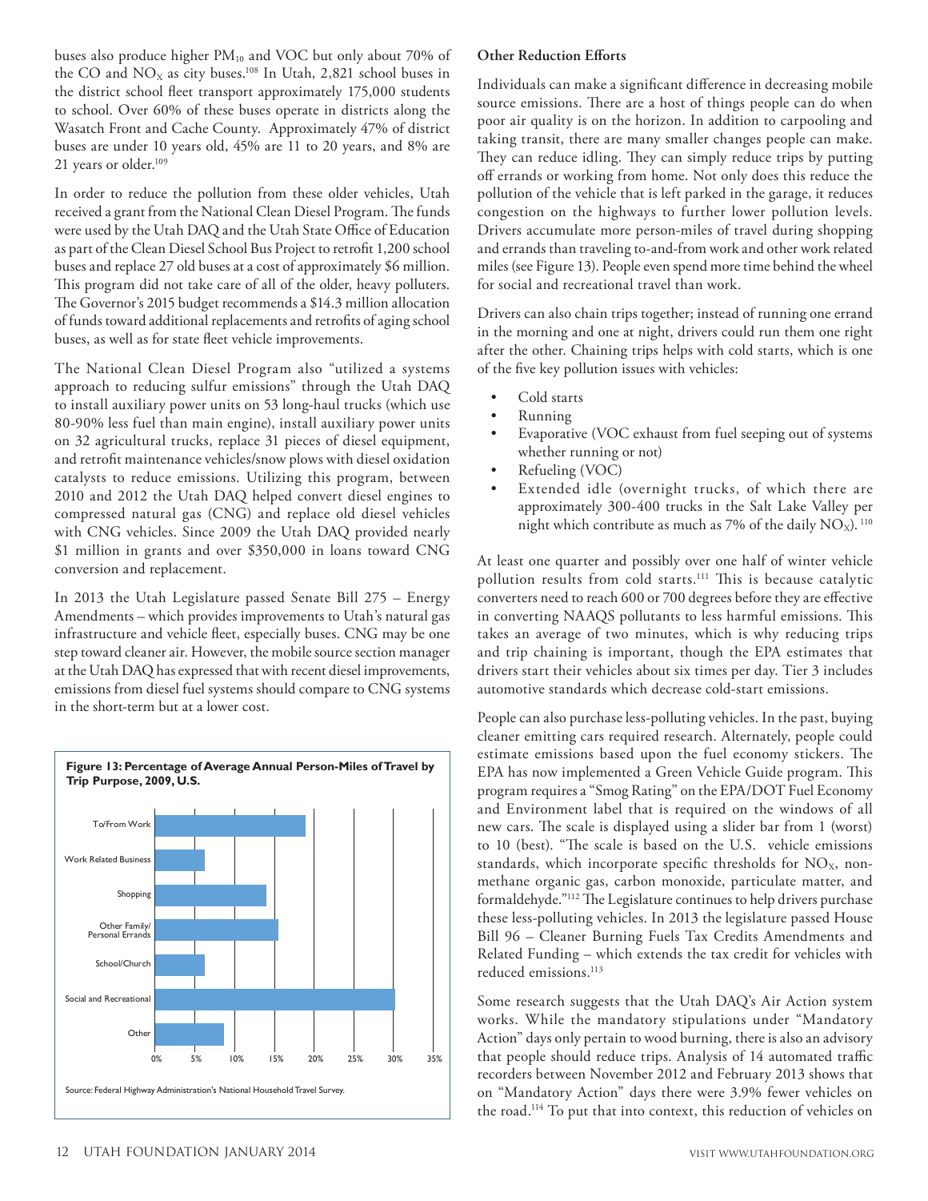buses also produce higher $PM_{10}$ and VOC but only about 70% of the CO and $NO_X$ as city buses.[108] In Utah, 2,821 school buses in the district school fleet transport approximately 175,000 students to school. Over 60% of these buses operate in districts along the Wasatch Front and Cache County. Approximately 47% of district buses are under 10 years old, 45% are 11 to 20 years, and 8% are 21 years or older.[109]

In order to reduce the pollution from these older vehicles, Utah received a grant from the National Clean Diesel Program. The funds were used by the Utah DAQ and the Utah State Office of Education as part of the Clean Diesel School Bus Project to retrofit 1,200 school buses and replace 27 old buses at a cost of approximately $6 million. This program did not take care of all of the older, heavy polluters. The Governor's 2015 budget recommends a $14.3 million allocation of funds toward additional replacements and retrofits of aging school buses, as well as for state fleet vehicle improvements.

The National Clean Diesel Program also "utilized a systems approach to reducing sulfur emissions" through the Utah DAQ to install auxiliary power units on 53 long-haul trucks (which use 80-90% less fuel than main engine), install auxiliary power units on 32 agricultural trucks, replace 31 pieces of diesel equipment, and retrofit maintenance vehicles/snow plows with diesel oxidation catalysts to reduce emissions. Utilizing this program, between 2010 and 2012 the Utah DAQ helped convert diesel engines to compressed natural gas (CNG) and replace old diesel vehicles with CNG vehicles. Since 2009 the Utah DAQ provided nearly $1 million in grants and over $350,000 in loans toward CNG conversion and replacement.

In 2013 the Utah Legislature passed Senate Bill 275 – Energy Amendments – which provides improvements to Utah's natural gas infrastructure and vehicle fleet, especially buses. CNG may be one step toward cleaner air. However, the mobile source section manager at the Utah DAQ has expressed that with recent diesel improvements, emissions from diesel fuel systems should compare to CNG systems in the short-term but at a lower cost.

**Figure 13: Percentage of Average Annual Person-Miles of Travel by Trip Purpose, 2009, U.S.**

| Trip Purpose | Approx. Percentage |
|---|---|
| To/From Work | ~19% |
| Work Related Business | ~6% |
| Shopping | ~14% |
| Other Family/ Personal Errands | ~15.5% |
| School/Church | ~6% |
| Social and Recreational | ~30% |
| Other | ~8.5% |

Source: Federal Highway Administration's National Household Travel Survey.

### Other Reduction Efforts

Individuals can make a significant difference in decreasing mobile source emissions. There are a host of things people can do when poor air quality is on the horizon. In addition to carpooling and taking transit, there are many smaller changes people can make. They can reduce idling. They can simply reduce trips by putting off errands or working from home. Not only does this reduce the pollution of the vehicle that is left parked in the garage, it reduces congestion on the highways to further lower pollution levels. Drivers accumulate more person-miles of travel during shopping and errands than traveling to-and-from work and other work related miles (see Figure 13). People even spend more time behind the wheel for social and recreational travel than work.

Drivers can also chain trips together; instead of running one errand in the morning and one at night, drivers could run them one right after the other. Chaining trips helps with cold starts, which is one of the five key pollution issues with vehicles:

- Cold starts
- Running
- Evaporative (VOC exhaust from fuel seeping out of systems whether running or not)
- Refueling (VOC)
- Extended idle (overnight trucks, of which there are approximately 300-400 trucks in the Salt Lake Valley per night which contribute as much as 7% of the daily $NO_X$). [110]

At least one quarter and possibly over one half of winter vehicle pollution results from cold starts.[111] This is because catalytic converters need to reach 600 or 700 degrees before they are effective in converting NAAQS pollutants to less harmful emissions. This takes an average of two minutes, which is why reducing trips and trip chaining is important, though the EPA estimates that drivers start their vehicles about six times per day. Tier 3 includes automotive standards which decrease cold-start emissions.

People can also purchase less-polluting vehicles. In the past, buying cleaner emitting cars required research. Alternately, people could estimate emissions based upon the fuel economy stickers. The EPA has now implemented a Green Vehicle Guide program. This program requires a "Smog Rating" on the EPA/DOT Fuel Economy and Environment label that is required on the windows of all new cars. The scale is displayed using a slider bar from 1 (worst) to 10 (best). "The scale is based on the U.S. vehicle emissions standards, which incorporate specific thresholds for $NO_X$, non-methane organic gas, carbon monoxide, particulate matter, and formaldehyde."[112] The Legislature continues to help drivers purchase these less-polluting vehicles. In 2013 the legislature passed House Bill 96 – Cleaner Burning Fuels Tax Credits Amendments and Related Funding – which extends the tax credit for vehicles with reduced emissions.[113]

Some research suggests that the Utah DAQ's Air Action system works. While the mandatory stipulations under "Mandatory Action" days only pertain to wood burning, there is also an advisory that people should reduce trips. Analysis of 14 automated traffic recorders between November 2012 and February 2013 shows that on "Mandatory Action" days there were 3.9% fewer vehicles on the road.[114] To put that into context, this reduction of vehicles on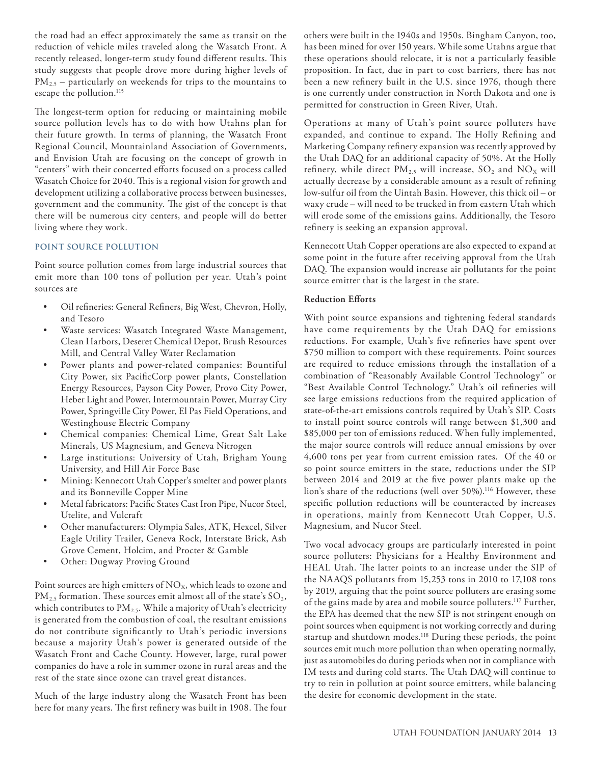the road had an effect approximately the same as transit on the reduction of vehicle miles traveled along the Wasatch Front. A recently released, longer-term study found different results. This study suggests that people drove more during higher levels of $PM_{2.5}$ – particularly on weekends for trips to the mountains to escape the pollution.[115]

The longest-term option for reducing or maintaining mobile source pollution levels has to do with how Utahns plan for their future growth. In terms of planning, the Wasatch Front Regional Council, Mountainland Association of Governments, and Envision Utah are focusing on the concept of growth in "centers" with their concerted efforts focused on a process called Wasatch Choice for 2040. This is a regional vision for growth and development utilizing a collaborative process between businesses, government and the community. The gist of the concept is that there will be numerous city centers, and people will do better living where they work.

### POINT SOURCE POLLUTION

Point source pollution comes from large industrial sources that emit more than 100 tons of pollution per year. Utah's point sources are

- Oil refineries: General Refiners, Big West, Chevron, Holly, and Tesoro
- Waste services: Wasatch Integrated Waste Management, Clean Harbors, Deseret Chemical Depot, Brush Resources Mill, and Central Valley Water Reclamation
- Power plants and power-related companies: Bountiful City Power, six PacificCorp power plants, Constellation Energy Resources, Payson City Power, Provo City Power, Heber Light and Power, Intermountain Power, Murray City Power, Springville City Power, El Pas Field Operations, and Westinghouse Electric Company
- Chemical companies: Chemical Lime, Great Salt Lake Minerals, US Magnesium, and Geneva Nitrogen
- Large institutions: University of Utah, Brigham Young University, and Hill Air Force Base
- Mining: Kennecott Utah Copper's smelter and power plants and its Bonneville Copper Mine
- Metal fabricators: Pacific States Cast Iron Pipe, Nucor Steel, Utelite, and Vulcraft
- Other manufacturers: Olympia Sales, ATK, Hexcel, Silver Eagle Utility Trailer, Geneva Rock, Interstate Brick, Ash Grove Cement, Holcim, and Procter & Gamble
- Other: Dugway Proving Ground

Point sources are high emitters of $NO_X$, which leads to ozone and $PM_{2.5}$ formation. These sources emit almost all of the state's $SO_2$, which contributes to $PM_{2.5}$. While a majority of Utah's electricity is generated from the combustion of coal, the resultant emissions do not contribute significantly to Utah's periodic inversions because a majority Utah's power is generated outside of the Wasatch Front and Cache County. However, large, rural power companies do have a role in summer ozone in rural areas and the rest of the state since ozone can travel great distances.

Much of the large industry along the Wasatch Front has been here for many years. The first refinery was built in 1908. The four others were built in the 1940s and 1950s. Bingham Canyon, too, has been mined for over 150 years. While some Utahns argue that these operations should relocate, it is not a particularly feasible proposition. In fact, due in part to cost barriers, there has not been a new refinery built in the U.S. since 1976, though there is one currently under construction in North Dakota and one is permitted for construction in Green River, Utah.

Operations at many of Utah's point source polluters have expanded, and continue to expand. The Holly Refining and Marketing Company refinery expansion was recently approved by the Utah DAQ for an additional capacity of 50%. At the Holly refinery, while direct $PM_{2.5}$ will increase, $SO_2$ and $NO_X$ will actually decrease by a considerable amount as a result of refining low-sulfur oil from the Uintah Basin. However, this thick oil – or waxy crude – will need to be trucked in from eastern Utah which will erode some of the emissions gains. Additionally, the Tesoro refinery is seeking an expansion approval.

Kennecott Utah Copper operations are also expected to expand at some point in the future after receiving approval from the Utah DAQ. The expansion would increase air pollutants for the point source emitter that is the largest in the state.

#### Reduction Efforts

With point source expansions and tightening federal standards have come requirements by the Utah DAQ for emissions reductions. For example, Utah's five refineries have spent over $750 million to comport with these requirements. Point sources are required to reduce emissions through the installation of a combination of "Reasonably Available Control Technology" or "Best Available Control Technology." Utah's oil refineries will see large emissions reductions from the required application of state-of-the-art emissions controls required by Utah's SIP. Costs to install point source controls will range between $1,300 and $85,000 per ton of emissions reduced. When fully implemented, the major source controls will reduce annual emissions by over 4,600 tons per year from current emission rates. Of the 40 or so point source emitters in the state, reductions under the SIP between 2014 and 2019 at the five power plants make up the lion's share of the reductions (well over 50%).[116] However, these specific pollution reductions will be counteracted by increases in operations, mainly from Kennecott Utah Copper, U.S. Magnesium, and Nucor Steel.

Two vocal advocacy groups are particularly interested in point source polluters: Physicians for a Healthy Environment and HEAL Utah. The latter points to an increase under the SIP of the NAAQS pollutants from 15,253 tons in 2010 to 17,108 tons by 2019, arguing that the point source polluters are erasing some of the gains made by area and mobile source polluters.[117] Further, the EPA has deemed that the new SIP is not stringent enough on point sources when equipment is not working correctly and during startup and shutdown modes.[118] During these periods, the point sources emit much more pollution than when operating normally, just as automobiles do during periods when not in compliance with IM tests and during cold starts. The Utah DAQ will continue to try to rein in pollution at point source emitters, while balancing the desire for economic development in the state.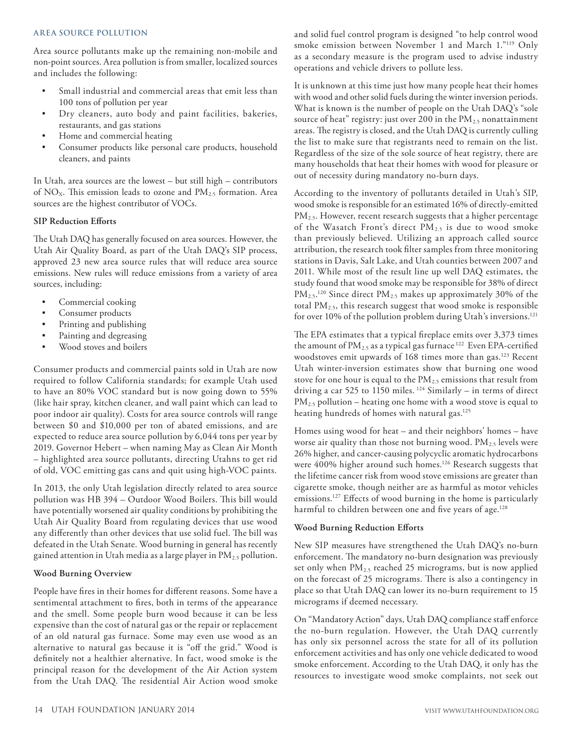### AREA SOURCE POLLUTION

Area source pollutants make up the remaining non-mobile and non-point sources. Area pollution is from smaller, localized sources and includes the following:

- Small industrial and commercial areas that emit less than 100 tons of pollution per year
- Dry cleaners, auto body and paint facilities, bakeries, restaurants, and gas stations
- Home and commercial heating
- Consumer products like personal care products, household cleaners, and paints

In Utah, area sources are the lowest – but still high – contributors of $NO_X$. This emission leads to ozone and $PM_{2.5}$ formation. Area sources are the highest contributor of VOCs.

**SIP Reduction Efforts**

The Utah DAQ has generally focused on area sources. However, the Utah Air Quality Board, as part of the Utah DAQ's SIP process, approved 23 new area source rules that will reduce area source emissions. New rules will reduce emissions from a variety of area sources, including:

- Commercial cooking
- Consumer products
- Printing and publishing
- Painting and degreasing
- Wood stoves and boilers

Consumer products and commercial paints sold in Utah are now required to follow California standards; for example Utah used to have an 80% VOC standard but is now going down to 55% (like hair spray, kitchen cleaner, and wall paint which can lead to poor indoor air quality). Costs for area source controls will range between $0 and $10,000 per ton of abated emissions, and are expected to reduce area source pollution by 6,044 tons per year by 2019. Governor Hebert – when naming May as Clean Air Month – highlighted area source pollutants, directing Utahns to get rid of old, VOC emitting gas cans and quit using high-VOC paints.

In 2013, the only Utah legislation directly related to area source pollution was HB 394 – Outdoor Wood Boilers. This bill would have potentially worsened air quality conditions by prohibiting the Utah Air Quality Board from regulating devices that use wood any differently than other devices that use solid fuel. The bill was defeated in the Utah Senate. Wood burning in general has recently gained attention in Utah media as a large player in $PM_{2.5}$ pollution.

**Wood Burning Overview**

People have fires in their homes for different reasons. Some have a sentimental attachment to fires, both in terms of the appearance and the smell. Some people burn wood because it can be less expensive than the cost of natural gas or the repair or replacement of an old natural gas furnace. Some may even use wood as an alternative to natural gas because it is "off the grid." Wood is definitely not a healthier alternative. In fact, wood smoke is the principal reason for the development of the Air Action system from the Utah DAQ. The residential Air Action wood smoke and solid fuel control program is designed "to help control wood smoke emission between November 1 and March 1."[119] Only as a secondary measure is the program used to advise industry operations and vehicle drivers to pollute less.

It is unknown at this time just how many people heat their homes with wood and other solid fuels during the winter inversion periods. What is known is the number of people on the Utah DAQ's "sole source of heat" registry: just over 200 in the $PM_{2.5}$ nonattainment areas. The registry is closed, and the Utah DAQ is currently culling the list to make sure that registrants need to remain on the list. Regardless of the size of the sole source of heat registry, there are many households that heat their homes with wood for pleasure or out of necessity during mandatory no-burn days.

According to the inventory of pollutants detailed in Utah's SIP, wood smoke is responsible for an estimated 16% of directly-emitted $PM_{2.5}$. However, recent research suggests that a higher percentage of the Wasatch Front's direct $PM_{2.5}$ is due to wood smoke than previously believed. Utilizing an approach called source attribution, the research took filter samples from three monitoring stations in Davis, Salt Lake, and Utah counties between 2007 and 2011. While most of the result line up well DAQ estimates, the study found that wood smoke may be responsible for 38% of direct $PM_{2.5}$.[120] Since direct $PM_{2.5}$ makes up approximately 30% of the total $PM_{2.5}$, this research suggest that wood smoke is responsible for over 10% of the pollution problem during Utah's inversions.[121]

The EPA estimates that a typical fireplace emits over 3,373 times the amount of $PM_{2.5}$ as a typical gas furnace[122] Even EPA-certified woodstoves emit upwards of 168 times more than gas.[123] Recent Utah winter-inversion estimates show that burning one wood stove for one hour is equal to the $PM_{2.5}$ emissions that result from driving a car 525 to 1150 miles.[124] Similarly – in terms of direct $PM_{2.5}$ pollution – heating one home with a wood stove is equal to heating hundreds of homes with natural gas.[125]

Homes using wood for heat – and their neighbors' homes – have worse air quality than those not burning wood. $PM_{2.5}$ levels were 26% higher, and cancer-causing polycyclic aromatic hydrocarbons were 400% higher around such homes.[126] Research suggests that the lifetime cancer risk from wood stove emissions are greater than cigarette smoke, though neither are as harmful as motor vehicles emissions.[127] Effects of wood burning in the home is particularly harmful to children between one and five years of age.[128]

**Wood Burning Reduction Efforts**

New SIP measures have strengthened the Utah DAQ's no-burn enforcement. The mandatory no-burn designation was previously set only when $PM_{2.5}$ reached 25 micrograms, but is now applied on the forecast of 25 micrograms. There is also a contingency in place so that Utah DAQ can lower its no-burn requirement to 15 micrograms if deemed necessary.

On "Mandatory Action" days, Utah DAQ compliance staff enforce the no-burn regulation. However, the Utah DAQ currently has only six personnel across the state for all of its pollution enforcement activities and has only one vehicle dedicated to wood smoke enforcement. According to the Utah DAQ, it only has the resources to investigate wood smoke complaints, not seek out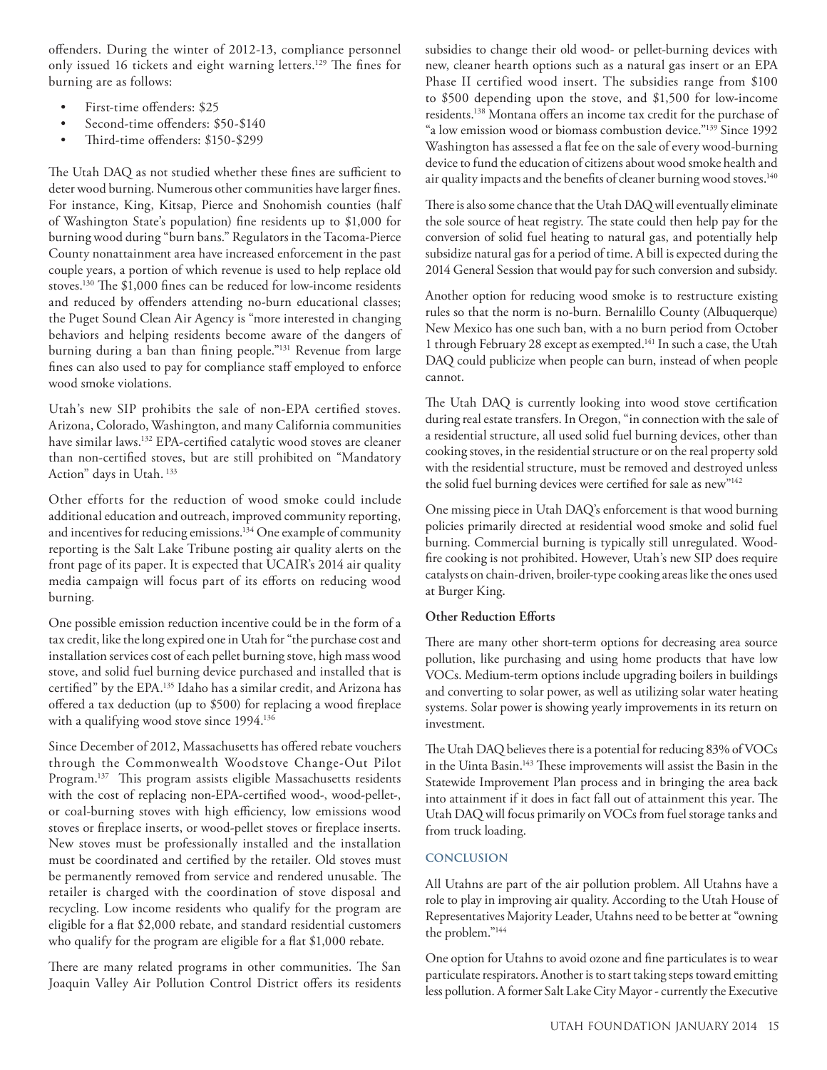offenders. During the winter of 2012-13, compliance personnel only issued 16 tickets and eight warning letters.[129] The fines for burning are as follows:

- First-time offenders: $25
- Second-time offenders: $50-$140
- Third-time offenders: $150-$299

The Utah DAQ as not studied whether these fines are sufficient to deter wood burning. Numerous other communities have larger fines. For instance, King, Kitsap, Pierce and Snohomish counties (half of Washington State's population) fine residents up to $1,000 for burning wood during "burn bans." Regulators in the Tacoma-Pierce County nonattainment area have increased enforcement in the past couple years, a portion of which revenue is used to help replace old stoves.[130] The $1,000 fines can be reduced for low-income residents and reduced by offenders attending no-burn educational classes; the Puget Sound Clean Air Agency is "more interested in changing behaviors and helping residents become aware of the dangers of burning during a ban than fining people."[131] Revenue from large fines can also used to pay for compliance staff employed to enforce wood smoke violations.

Utah's new SIP prohibits the sale of non-EPA certified stoves. Arizona, Colorado, Washington, and many California communities have similar laws.[132] EPA-certified catalytic wood stoves are cleaner than non-certified stoves, but are still prohibited on "Mandatory Action" days in Utah.[133]

Other efforts for the reduction of wood smoke could include additional education and outreach, improved community reporting, and incentives for reducing emissions.[134] One example of community reporting is the Salt Lake Tribune posting air quality alerts on the front page of its paper. It is expected that UCAIR's 2014 air quality media campaign will focus part of its efforts on reducing wood burning.

One possible emission reduction incentive could be in the form of a tax credit, like the long expired one in Utah for "the purchase cost and installation services cost of each pellet burning stove, high mass wood stove, and solid fuel burning device purchased and installed that is certified" by the EPA.[135] Idaho has a similar credit, and Arizona has offered a tax deduction (up to $500) for replacing a wood fireplace with a qualifying wood stove since 1994.[136]

Since December of 2012, Massachusetts has offered rebate vouchers through the Commonwealth Woodstove Change-Out Pilot Program.[137] This program assists eligible Massachusetts residents with the cost of replacing non-EPA-certified wood-, wood-pellet-, or coal-burning stoves with high efficiency, low emissions wood stoves or fireplace inserts, or wood-pellet stoves or fireplace inserts. New stoves must be professionally installed and the installation must be coordinated and certified by the retailer. Old stoves must be permanently removed from service and rendered unusable. The retailer is charged with the coordination of stove disposal and recycling. Low income residents who qualify for the program are eligible for a flat $2,000 rebate, and standard residential customers who qualify for the program are eligible for a flat $1,000 rebate.

There are many related programs in other communities. The San Joaquin Valley Air Pollution Control District offers its residents subsidies to change their old wood- or pellet-burning devices with new, cleaner hearth options such as a natural gas insert or an EPA Phase II certified wood insert. The subsidies range from $100 to $500 depending upon the stove, and $1,500 for low-income residents.[138] Montana offers an income tax credit for the purchase of "a low emission wood or biomass combustion device."[139] Since 1992 Washington has assessed a flat fee on the sale of every wood-burning device to fund the education of citizens about wood smoke health and air quality impacts and the benefits of cleaner burning wood stoves.[140]

There is also some chance that the Utah DAQ will eventually eliminate the sole source of heat registry. The state could then help pay for the conversion of solid fuel heating to natural gas, and potentially help subsidize natural gas for a period of time. A bill is expected during the 2014 General Session that would pay for such conversion and subsidy.

Another option for reducing wood smoke is to restructure existing rules so that the norm is no-burn. Bernalillo County (Albuquerque) New Mexico has one such ban, with a no burn period from October 1 through February 28 except as exempted.[141] In such a case, the Utah DAQ could publicize when people can burn, instead of when people cannot.

The Utah DAQ is currently looking into wood stove certification during real estate transfers. In Oregon, "in connection with the sale of a residential structure, all used solid fuel burning devices, other than cooking stoves, in the residential structure or on the real property sold with the residential structure, must be removed and destroyed unless the solid fuel burning devices were certified for sale as new"[142]

One missing piece in Utah DAQ's enforcement is that wood burning policies primarily directed at residential wood smoke and solid fuel burning. Commercial burning is typically still unregulated. Wood-fire cooking is not prohibited. However, Utah's new SIP does require catalysts on chain-driven, broiler-type cooking areas like the ones used at Burger King.

**Other Reduction Efforts**

There are many other short-term options for decreasing area source pollution, like purchasing and using home products that have low VOCs. Medium-term options include upgrading boilers in buildings and converting to solar power, as well as utilizing solar water heating systems. Solar power is showing yearly improvements in its return on investment.

The Utah DAQ believes there is a potential for reducing 83% of VOCs in the Uinta Basin.[143] These improvements will assist the Basin in the Statewide Improvement Plan process and in bringing the area back into attainment if it does in fact fall out of attainment this year. The Utah DAQ will focus primarily on VOCs from fuel storage tanks and from truck loading.

## CONCLUSION

All Utahns are part of the air pollution problem. All Utahns have a role to play in improving air quality. According to the Utah House of Representatives Majority Leader, Utahns need to be better at "owning the problem."[144]

One option for Utahns to avoid ozone and fine particulates is to wear particulate respirators. Another is to start taking steps toward emitting less pollution. A former Salt Lake City Mayor - currently the Executive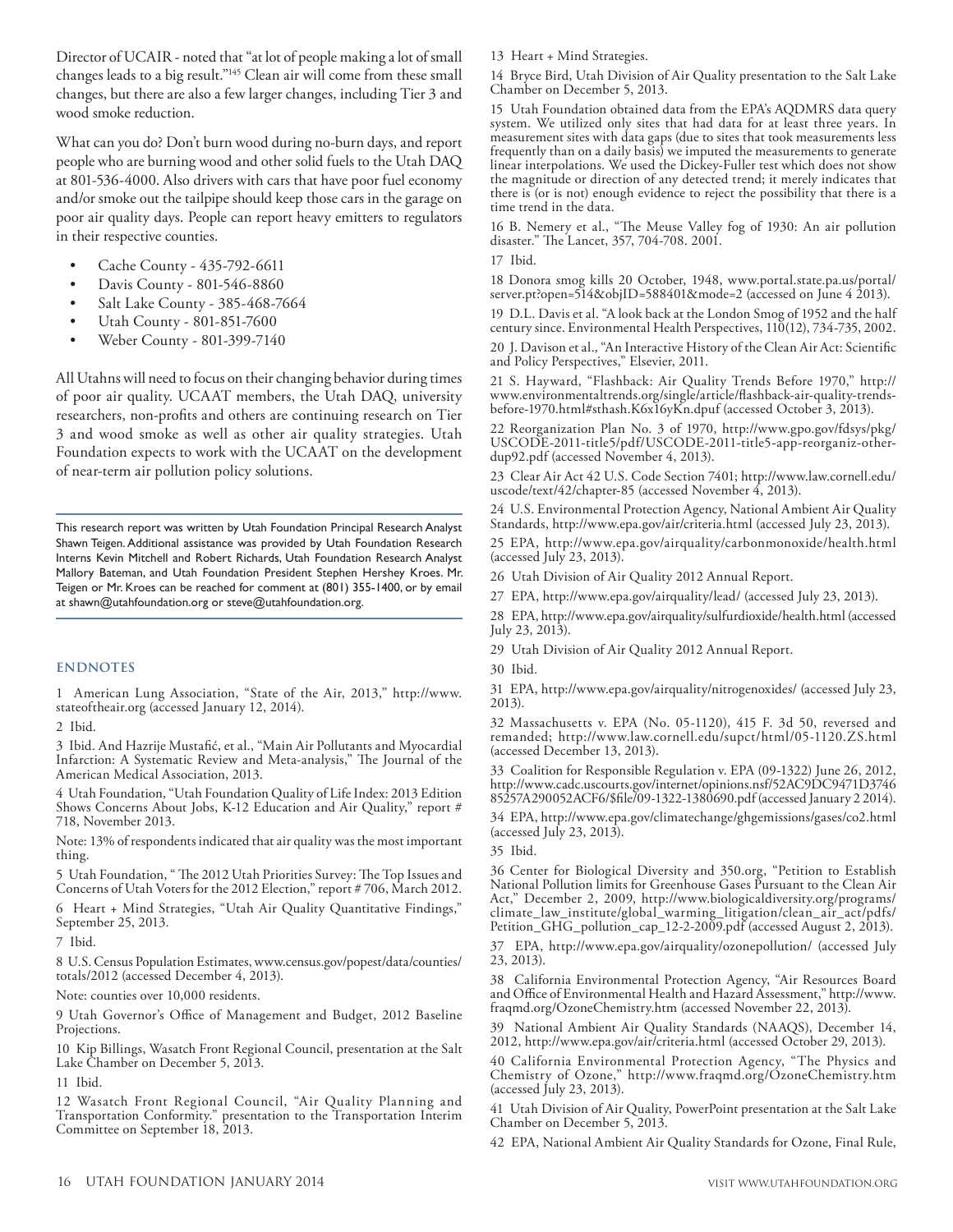Director of UCAIR - noted that "at lot of people making a lot of small changes leads to a big result."[145] Clean air will come from these small changes, but there are also a few larger changes, including Tier 3 and wood smoke reduction.

What can you do? Don't burn wood during no-burn days, and report people who are burning wood and other solid fuels to the Utah DAQ at 801-536-4000. Also drivers with cars that have poor fuel economy and/or smoke out the tailpipe should keep those cars in the garage on poor air quality days. People can report heavy emitters to regulators in their respective counties.

- Cache County - 435-792-6611
- Davis County - 801-546-8860
- Salt Lake County - 385-468-7664
- Utah County - 801-851-7600
- Weber County - 801-399-7140

All Utahns will need to focus on their changing behavior during times of poor air quality. UCAAT members, the Utah DAQ, university researchers, non-profits and others are continuing research on Tier 3 and wood smoke as well as other air quality strategies. Utah Foundation expects to work with the UCAAT on the development of near-term air pollution policy solutions.

---

This research report was written by Utah Foundation Principal Research Analyst Shawn Teigen. Additional assistance was provided by Utah Foundation Research Interns Kevin Mitchell and Robert Richards, Utah Foundation Research Analyst Mallory Bateman, and Utah Foundation President Stephen Hershey Kroes. Mr. Teigen or Mr. Kroes can be reached for comment at (801) 355-1400, or by email at shawn@utahfoundation.org or steve@utahfoundation.org.

---

## ENDNOTES

1 American Lung Association, "State of the Air, 2013," http://www.stateoftheair.org (accessed January 12, 2014).

2 Ibid.

3 Ibid. And Hazrije Mustafić, et al., "Main Air Pollutants and Myocardial Infarction: A Systematic Review and Meta-analysis," The Journal of the American Medical Association, 2013.

4 Utah Foundation, "Utah Foundation Quality of Life Index: 2013 Edition Shows Concerns About Jobs, K-12 Education and Air Quality," report # 718, November 2013.

Note: 13% of respondents indicated that air quality was the most important thing.

5 Utah Foundation, " The 2012 Utah Priorities Survey: The Top Issues and Concerns of Utah Voters for the 2012 Election," report # 706, March 2012.

6 Heart + Mind Strategies, "Utah Air Quality Quantitative Findings," September 25, 2013.

7 Ibid.

8 U.S. Census Population Estimates, www.census.gov/popest/data/counties/totals/2012 (accessed December 4, 2013).

Note: counties over 10,000 residents.

9 Utah Governor's Office of Management and Budget, 2012 Baseline Projections.

10 Kip Billings, Wasatch Front Regional Council, presentation at the Salt Lake Chamber on December 5, 2013.

11 Ibid.

12 Wasatch Front Regional Council, "Air Quality Planning and Transportation Conformity." presentation to the Transportation Interim Committee on September 18, 2013.

13 Heart + Mind Strategies.

14 Bryce Bird, Utah Division of Air Quality presentation to the Salt Lake Chamber on December 5, 2013.

15 Utah Foundation obtained data from the EPA's AQDMRS data query system. We utilized only sites that had data for at least three years. In measurement sites with data gaps (due to sites that took measurements less frequently than on a daily basis) we imputed the measurements to generate linear interpolations. We used the Dickey-Fuller test which does not show the magnitude or direction of any detected trend; it merely indicates that there is (or is not) enough evidence to reject the possibility that there is a time trend in the data.

16 B. Nemery et al., "The Meuse Valley fog of 1930: An air pollution disaster." The Lancet, 357, 704-708. 2001.

17 Ibid.

18 Donora smog kills 20 October, 1948, www.portal.state.pa.us/portal/server.pt?open=514&objID=588401&mode=2 (accessed on June 4 2013).

19 D.L. Davis et al. "A look back at the London Smog of 1952 and the half century since. Environmental Health Perspectives, 110(12), 734-735, 2002.

20 J. Davison et al., "An Interactive History of the Clean Air Act: Scientific and Policy Perspectives," Elsevier, 2011.

21 S. Hayward, "Flashback: Air Quality Trends Before 1970," http://www.environmentaltrends.org/single/article/flashback-air-quality-trends-before-1970.html#sthash.K6x16yKn.dpuf (accessed October 3, 2013).

22 Reorganization Plan No. 3 of 1970, http://www.gpo.gov/fdsys/pkg/USCODE-2011-title5/pdf/USCODE-2011-title5-app-reorganiz-other-dup92.pdf (accessed November 4, 2013).

23 Clear Air Act 42 U.S. Code Section 7401; http://www.law.cornell.edu/uscode/text/42/chapter-85 (accessed November 4, 2013).

24 U.S. Environmental Protection Agency, National Ambient Air Quality Standards, http://www.epa.gov/air/criteria.html (accessed July 23, 2013).

25 EPA, http://www.epa.gov/airquality/carbonmonoxide/health.html (accessed July 23, 2013).

26 Utah Division of Air Quality 2012 Annual Report.

27 EPA, http://www.epa.gov/airquality/lead/ (accessed July 23, 2013).

28 EPA, http://www.epa.gov/airquality/sulfurdioxide/health.html (accessed July 23, 2013).

29 Utah Division of Air Quality 2012 Annual Report.

30 Ibid.

31 EPA, http://www.epa.gov/airquality/nitrogenoxides/ (accessed July 23, 2013).

32 Massachusetts v. EPA (No. 05-1120), 415 F. 3d 50, reversed and remanded; http://www.law.cornell.edu/supct/html/05-1120.ZS.html (accessed December 13, 2013).

33 Coalition for Responsible Regulation v. EPA (09-1322) June 26, 2012, http://www.cadc.uscourts.gov/internet/opinions.nsf/52AC9DC9471D374685257A290052ACF6/$file/09-1322-1380690.pdf (accessed January 2 2014).

34 EPA, http://www.epa.gov/climatechange/ghgemissions/gases/co2.html (accessed July 23, 2013).

35 Ibid.

36 Center for Biological Diversity and 350.org, "Petition to Establish National Pollution limits for Greenhouse Gases Pursuant to the Clean Air Act," December 2, 2009, http://www.biologicaldiversity.org/programs/climate_law_institute/global_warming_litigation/clean_air_act/pdfs/Petition_GHG_pollution_cap_12-2-2009.pdf (accessed August 2, 2013).

37 EPA, http://www.epa.gov/airquality/ozonepollution/ (accessed July 23, 2013).

38 California Environmental Protection Agency, "Air Resources Board and Office of Environmental Health and Hazard Assessment," http://www.fraqmd.org/OzoneChemistry.htm (accessed November 22, 2013).

39 National Ambient Air Quality Standards (NAAQS), December 14, 2012, http://www.epa.gov/air/criteria.html (accessed October 29, 2013).

40 California Environmental Protection Agency, "The Physics and Chemistry of Ozone," http://www.fraqmd.org/OzoneChemistry.htm (accessed July 23, 2013).

41 Utah Division of Air Quality, PowerPoint presentation at the Salt Lake Chamber on December 5, 2013.

42 EPA, National Ambient Air Quality Standards for Ozone, Final Rule,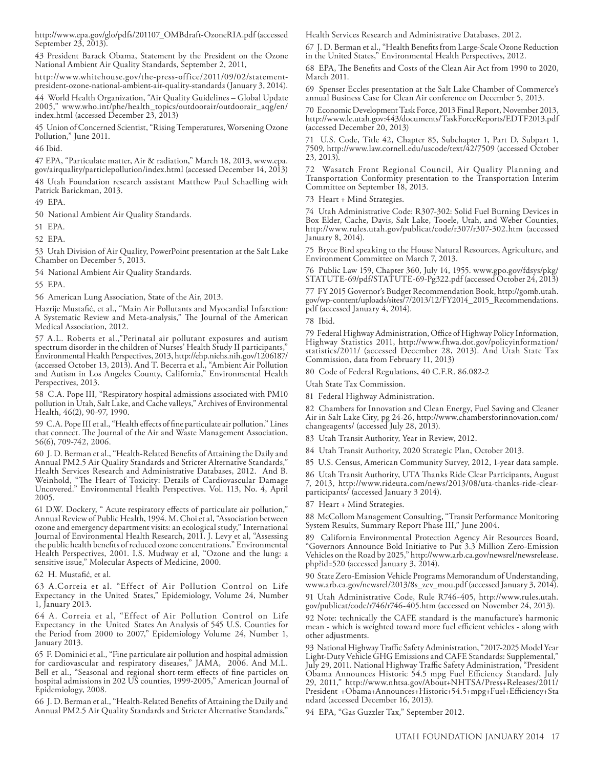http://www.epa.gov/glo/pdfs/201107_OMBdraft-OzoneRIA.pdf (accessed September 23, 2013).

43 President Barack Obama, Statement by the President on the Ozone National Ambient Air Quality Standards, September 2, 2011,

http://www.whitehouse.gov/the-press-office/2011/09/02/statement-president-ozone-national-ambient-air-quality-standards (January 3, 2014).

44 World Health Organization, "Air Quality Guidelines – Global Update 2005," www.who.int/phe/health_topics/outdoorair/outdoorair_aqg/en/index.html (accessed December 23, 2013)

45 Union of Concerned Scientist, "Rising Temperatures, Worsening Ozone Pollution," June 2011.

46 Ibid.

47 EPA, "Particulate matter, Air & radiation," March 18, 2013, www.epa.gov/airquality/particlepollution/index.html (accessed December 14, 2013)

48 Utah Foundation research assistant Matthew Paul Schaelling with Patrick Barickman, 2013.

49 EPA.

50 National Ambient Air Quality Standards.

51 EPA.

52 EPA.

53 Utah Division of Air Quality, PowerPoint presentation at the Salt Lake Chamber on December 5, 2013.

54 National Ambient Air Quality Standards.

55 EPA.

56 American Lung Association, State of the Air, 2013.

Hazrije Mustafić, et al., "Main Air Pollutants and Myocardial Infarction: A Systematic Review and Meta-analysis," The Journal of the American Medical Association, 2012.

57 A.L. Roberts et al.,"Perinatal air pollutant exposures and autism spectrum disorder in the children of Nurses' Health Study II participants," Environmental Health Perspectives, 2013, http://ehp.niehs.nih.gov/1206187/ (accessed October 13, 2013). And T. Becerra et al., "Ambient Air Pollution and Autism in Los Angeles County, California," Environmental Health Perspectives, 2013.

58 C.A. Pope III, "Respiratory hospital admissions associated with PM10 pollution in Utah, Salt Lake, and Cache valleys," Archives of Environmental Health, 46(2), 90-97, 1990.

59 C.A. Pope III et al., "Health effects of fine particulate air pollution." Lines that connect. The Journal of the Air and Waste Management Association, 56(6), 709-742, 2006.

60 J. D. Berman et al., "Health-Related Benefits of Attaining the Daily and Annual PM2.5 Air Quality Standards and Stricter Alternative Standards," Health Services Research and Administrative Databases, 2012. And B. Weinhold, "The Heart of Toxicity: Details of Cardiovascular Damage Uncovered." Environmental Health Perspectives. Vol. 113, No. 4, April 2005.

61 D.W. Dockery, " Acute respiratory effects of particulate air pollution," Annual Review of Public Health, 1994. M. Choi et al, "Association between ozone and emergency department visits: an ecological study," International Journal of Environmental Health Research, 2011. J. Levy et al, "Assessing the public health benefits of reduced ozone concentrations." Environmental Health Perspectives, 2001. I.S. Mudway et al, "Ozone and the lung: a sensitive issue," Molecular Aspects of Medicine, 2000.

62 H. Mustafić, et al.

63 A.Correia et al. "Effect of Air Pollution Control on Life Expectancy in the United States," Epidemiology, Volume 24, Number 1, January 2013.

64 A. Correia et al, "Effect of Air Pollution Control on Life Expectancy in the United States An Analysis of 545 U.S. Counties for the Period from 2000 to 2007," Epidemiology Volume 24, Number 1, January 2013.

65 F. Dominici et al., "Fine particulate air pollution and hospital admission for cardiovascular and respiratory diseases," JAMA, 2006. And M.L. Bell et al., "Seasonal and regional short-term effects of fine particles on hospital admissions in 202 US counties, 1999-2005," American Journal of Epidemiology, 2008.

66 J. D. Berman et al., "Health-Related Benefits of Attaining the Daily and Annual PM2.5 Air Quality Standards and Stricter Alternative Standards," Health Services Research and Administrative Databases, 2012.

67 J. D. Berman et al., "Health Benefits from Large-Scale Ozone Reduction in the United States," Environmental Health Perspectives, 2012.

68 EPA, The Benefits and Costs of the Clean Air Act from 1990 to 2020, March 2011.

69 Spenser Eccles presentation at the Salt Lake Chamber of Commerce's annual Business Case for Clean Air conference on December 5, 2013.

70 Economic Development Task Force, 2013 Final Report, November 2013, http://www.le.utah.gov:443/documents/TaskForceReports/EDTF2013.pdf (accessed December 20, 2013)

71 U.S. Code, Title 42, Chapter 85, Subchapter 1, Part D, Subpart 1, 7509, http://www.law.cornell.edu/uscode/text/42/7509 (accessed October 23, 2013).

72 Wasatch Front Regional Council, Air Quality Planning and Transportation Conformity presentation to the Transportation Interim Committee on September 18, 2013.

73 Heart + Mind Strategies.

74 Utah Administrative Code: R307-302: Solid Fuel Burning Devices in Box Elder, Cache, Davis, Salt Lake, Tooele, Utah, and Weber Counties, http://www.rules.utah.gov/publicat/code/r307/r307-302.htm (accessed January 8, 2014).

75 Bryce Bird speaking to the House Natural Resources, Agriculture, and Environment Committee on March 7, 2013.

76 Public Law 159, Chapter 360, July 14, 1955. www.gpo.gov/fdsys/pkg/STATUTE-69/pdf/STATUTE-69-Pg322.pdf (accessed October 24, 2013)

77 FY 2015 Governor's Budget Recommendation Book, http://gomb.utah.gov/wp-content/uploads/sites/7/2013/12/FY2014_2015_Recommendations.pdf (accessed January 4, 2014).

78 Ibid.

79 Federal Highway Administration, Office of Highway Policy Information, Highway Statistics 2011, http://www.fhwa.dot.gov/policyinformation/statistics/2011/ (accessed December 28, 2013). And Utah State Tax Commission, data from February 11, 2013)

80 Code of Federal Regulations, 40 C.F.R. 86.082-2

Utah State Tax Commission.

81 Federal Highway Administration.

82 Chambers for Innovation and Clean Energy, Fuel Saving and Cleaner Air in Salt Lake City, pg 24-26, http://www.chambersforinnovation.com/changeagents/ (accessed July 28, 2013).

83 Utah Transit Authority, Year in Review, 2012.

84 Utah Transit Authority, 2020 Strategic Plan, October 2013.

85 U.S. Census, American Community Survey, 2012, 1-year data sample.

86 Utah Transit Authority, UTA Thanks Ride Clear Participants, August 7, 2013, http://www.rideuta.com/news/2013/08/uta-thanks-ride-clear-participants/ (accessed January 3 2014).

87 Heart + Mind Strategies.

88 McCollom Management Consulting, "Transit Performance Monitoring System Results, Summary Report Phase III," June 2004.

89 California Environmental Protection Agency Air Resources Board, "Governors Announce Bold Initiative to Put 3.3 Million Zero-Emission Vehicles on the Road by 2025," http://www.arb.ca.gov/newsrel/newsrelease.php?id=520 (accessed January 3, 2014).

90 State Zero-Emission Vehicle Programs Memorandum of Understanding, www.arb.ca.gov/newsrel/2013/8s_zev_mou.pdf (accessed January 3, 2014).

91 Utah Administrative Code, Rule R746-405, http://www.rules.utah.gov/publicat/code/r746/r746-405.htm (accessed on November 24, 2013).

92 Note: technically the CAFE standard is the manufacture's harmonic mean - which is weighted toward more fuel efficient vehicles - along with other adjustments.

93 National Highway Traffic Safety Administration, "2017-2025 Model Year Light-Duty Vehicle GHG Emissions and CAFE Standards: Supplemental," July 29, 2011. National Highway Traffic Safety Administration, "President Obama Announces Historic 54.5 mpg Fuel Efficiency Standard, July 29, 2011," http://www.nhtsa.gov/About+NHTSA/Press+Releases/2011/President +Obama+Announces+Historic+54.5+mpg+Fuel+Efficiency+Standard (accessed December 16, 2013).

94 EPA, "Gas Guzzler Tax," September 2012.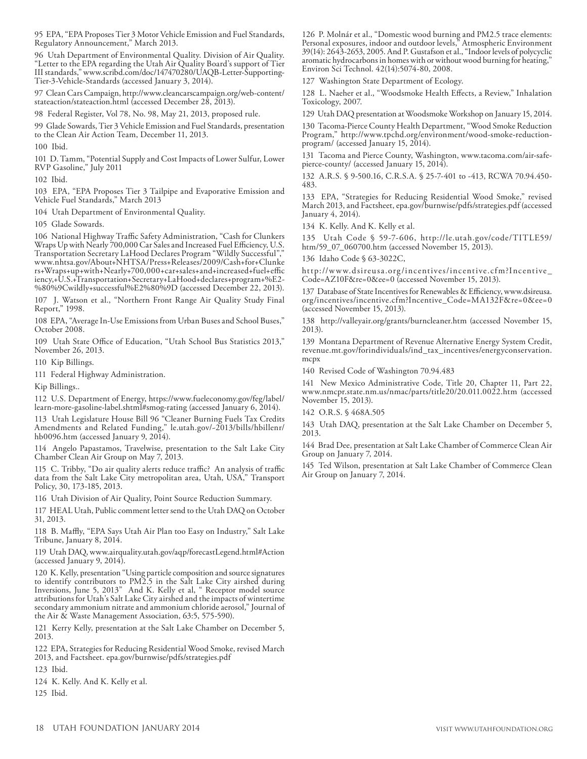95 EPA, "EPA Proposes Tier 3 Motor Vehicle Emission and Fuel Standards, Regulatory Announcement," March 2013.

96 Utah Department of Environmental Quality. Division of Air Quality. "Letter to the EPA regarding the Utah Air Quality Board's support of Tier III standards," www.scribd.com/doc/147470280/UAQB-Letter-Supporting-Tier-3-Vehicle-Standards (accessed January 3, 2014).

97 Clean Cars Campaign, http://www.cleancarscampaign.org/web-content/stateaction/stateaction.html (accessed December 28, 2013).

98 Federal Register, Vol 78, No. 98, May 21, 2013, proposed rule.

99 Glade Sowards, Tier 3 Vehicle Emission and Fuel Standards, presentation to the Clean Air Action Team, December 11, 2013.

100 Ibid.

101 D. Tamm, "Potential Supply and Cost Impacts of Lower Sulfur, Lower RVP Gasoline," July 2011

102 Ibid.

103 EPA, "EPA Proposes Tier 3 Tailpipe and Evaporative Emission and Vehicle Fuel Standards," March 2013

104 Utah Department of Environmental Quality.

105 Glade Sowards.

106 National Highway Traffic Safety Administration, "Cash for Clunkers Wraps Up with Nearly 700,000 Car Sales and Increased Fuel Efficiency, U.S. Transportation Secretary LaHood Declares Program "Wildly Successful"," www.nhtsa.gov/About+NHTSA/Press+Releases/2009/Cash+for+Clunkers+Wraps+up+with+Nearly+700,000+car+sales+and+increased+fuel+efficiency,+U.S.+Transportation+Secretary+LaHood+declares+program+%E2-%80%9Cwildly+successful%E2%80%9D (accessed December 22, 2013).

107 J. Watson et al., "Northern Front Range Air Quality Study Final Report," 1998.

108 EPA, "Average In-Use Emissions from Urban Buses and School Buses," October 2008.

109 Utah State Office of Education, "Utah School Bus Statistics 2013," November 26, 2013.

110 Kip Billings.

111 Federal Highway Administration.

Kip Billings..

112 U.S. Department of Energy, https://www.fueleconomy.gov/feg/label/learn-more-gasoline-label.shtml#smog-rating (accessed January 6, 2014).

113 Utah Legislature House Bill 96 "Cleaner Burning Fuels Tax Credits Amendments and Related Funding," le.utah.gov/~2013/bills/hbillenr/hb0096.htm (accessed January 9, 2014).

114 Angelo Papastamos, Travelwise, presentation to the Salt Lake City Chamber Clean Air Group on May 7, 2013.

115 C. Tribby, "Do air quality alerts reduce traffic? An analysis of traffic data from the Salt Lake City metropolitan area, Utah, USA," Transport Policy, 30, 173-185, 2013.

116 Utah Division of Air Quality, Point Source Reduction Summary.

117 HEAL Utah, Public comment letter send to the Utah DAQ on October 31, 2013.

118 B. Maffly, "EPA Says Utah Air Plan too Easy on Industry," Salt Lake Tribune, January 8, 2014.

119 Utah DAQ, www.airquality.utah.gov/aqp/forecastLegend.html#Action (accessed January 9, 2014).

120 K. Kelly, presentation "Using particle composition and source signatures to identify contributors to PM2.5 in the Salt Lake City airshed during Inversions, June 5, 2013" And K. Kelly et al, " Receptor model source attributions for Utah's Salt Lake City airshed and the impacts of wintertime secondary ammonium nitrate and ammonium chloride aerosol," Journal of the Air & Waste Management Association, 63:5, 575-590).

121 Kerry Kelly, presentation at the Salt Lake Chamber on December 5, 2013.

122 EPA, Strategies for Reducing Residential Wood Smoke, revised March 2013, and Factsheet. epa.gov/burnwise/pdfs/strategies.pdf

123 Ibid.

124 K. Kelly. And K. Kelly et al.

125 Ibid.

126 P. Molnár et al., "Domestic wood burning and PM2.5 trace elements: Personal exposures, indoor and outdoor levels," Atmospheric Environment 39(14): 2643-2653, 2005. And P. Gustafson et al., "Indoor levels of polycyclic aromatic hydrocarbons in homes with or without wood burning for heating," Environ Sci Technol. 42(14):5074-80, 2008.

127 Washington State Department of Ecology.

128 L. Naeher et al., "Woodsmoke Health Effects, a Review," Inhalation Toxicology, 2007.

129 Utah DAQ presentation at Woodsmoke Workshop on January 15, 2014.

130 Tacoma-Pierce County Health Department, "Wood Smoke Reduction Program," http://www.tpchd.org/environment/wood-smoke-reduction-program/ (accessed January 15, 2014).

131 Tacoma and Pierce County, Washington, www.tacoma.com/air-safe-pierce-county/ (accessed January 15, 2014).

132 A.R.S. § 9-500.16, C.R.S.A. § 25-7-401 to -413, RCWA 70.94.450-483.

133 EPA, "Strategies for Reducing Residential Wood Smoke," revised March 2013, and Factsheet, epa.gov/burnwise/pdfs/strategies.pdf (accessed January 4, 2014).

134 K. Kelly. And K. Kelly et al.

135 Utah Code § 59-7-606, http://le.utah.gov/code/TITLE59/htm/59_07_060700.htm (accessed November 15, 2013).

136 Idaho Code § 63-3022C,

http://www.dsireusa.org/incentives/incentive.cfm?Incentive_Code=AZ10F&re=0&ee=0 (accessed November 15, 2013).

137 Database of State Incentives for Renewables & Efficiency, www.dsireusa.org/incentives/incentive.cfm?Incentive_Code=MA132F&re=0&ee=0 (accessed November 15, 2013).

138 http://valleyair.org/grants/burncleaner.htm (accessed November 15, 2013).

139 Montana Department of Revenue Alternative Energy System Credit, revenue.mt.gov/forindividuals/ind_tax_incentives/energyconservation.mcpx

140 Revised Code of Washington 70.94.483

141 New Mexico Administrative Code, Title 20, Chapter 11, Part 22, www.nmcpr.state.nm.us/nmac/parts/title20/20.011.0022.htm (accessed November 15, 2013).

142 O.R.S. § 468A.505

143 Utah DAQ, presentation at the Salt Lake Chamber on December 5, 2013.

144 Brad Dee, presentation at Salt Lake Chamber of Commerce Clean Air Group on January 7, 2014.

145 Ted Wilson, presentation at Salt Lake Chamber of Commerce Clean Air Group on January 7, 2014.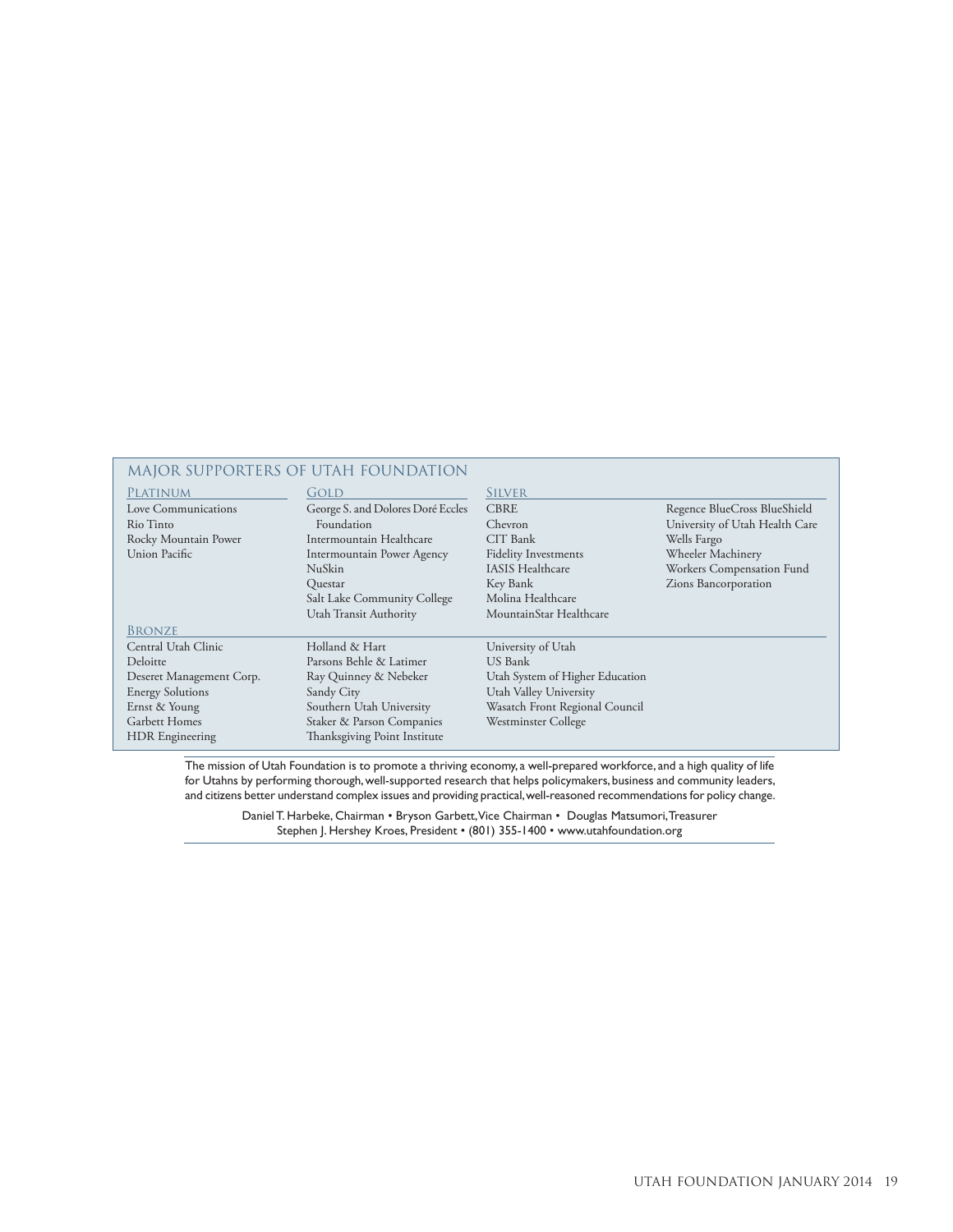## MAJOR SUPPORTERS OF UTAH FOUNDATION

### Platinum

- Love Communications
- Rio Tinto
- Rocky Mountain Power
- Union Pacific

### Gold

- George S. and Dolores Doré Eccles Foundation
- Intermountain Healthcare
- Intermountain Power Agency
- NuSkin
- Questar
- Salt Lake Community College
- Utah Transit Authority

### Silver

- CBRE
- Chevron
- CIT Bank
- Fidelity Investments
- IASIS Healthcare
- Key Bank
- Molina Healthcare
- MountainStar Healthcare
- Regence BlueCross BlueShield
- University of Utah Health Care
- Wells Fargo
- Wheeler Machinery
- Workers Compensation Fund
- Zions Bancorporation

### Bronze

- Central Utah Clinic
- Deloitte
- Deseret Management Corp.
- Energy Solutions
- Ernst & Young
- Garbett Homes
- HDR Engineering
- Holland & Hart
- Parsons Behle & Latimer
- Ray Quinney & Nebeker
- Sandy City
- Southern Utah University
- Staker & Parson Companies
- Thanksgiving Point Institute
- University of Utah
- US Bank
- Utah System of Higher Education
- Utah Valley University
- Wasatch Front Regional Council
- Westminster College

The mission of Utah Foundation is to promote a thriving economy, a well-prepared workforce, and a high quality of life for Utahns by performing thorough, well-supported research that helps policymakers, business and community leaders, and citizens better understand complex issues and providing practical, well-reasoned recommendations for policy change.

Daniel T. Harbeke, Chairman • Bryson Garbett, Vice Chairman • Douglas Matsumori, Treasurer
Stephen J. Hershey Kroes, President • (801) 355-1400 • www.utahfoundation.org